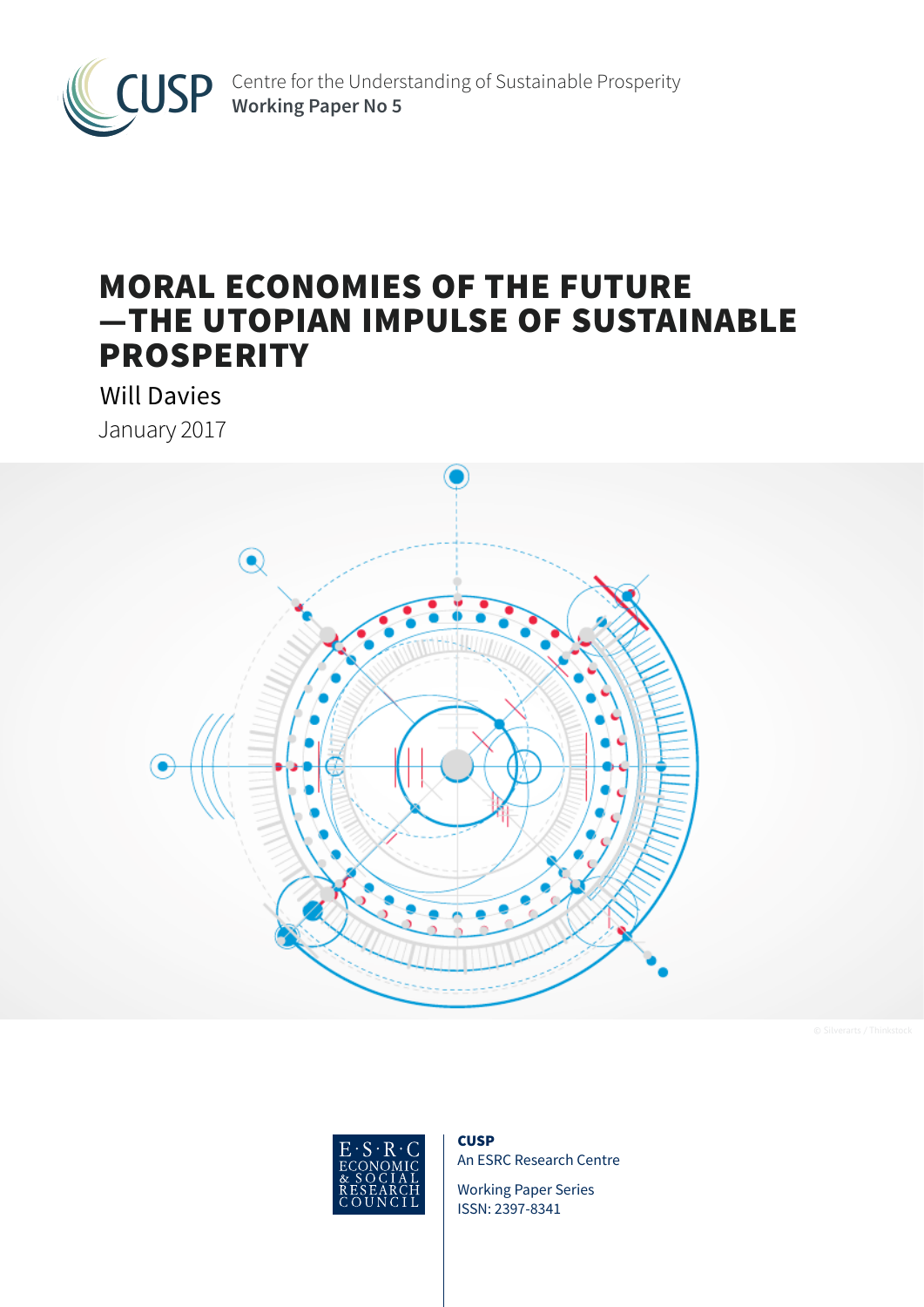CUSP

Centre for the Understanding of Sustainable Prosperity
**Working Paper No 5**

# MORAL ECONOMIES OF THE FUTURE —THE UTOPIAN IMPULSE OF SUSTAINABLE PROSPERITY

Will Davies

January 2017

© Silverarts / Thinkstock

E·S·R·C ECONOMIC & SOCIAL RESEARCH COUNCIL

**CUSP**
An ESRC Research Centre

Working Paper Series
ISSN: 2397-8341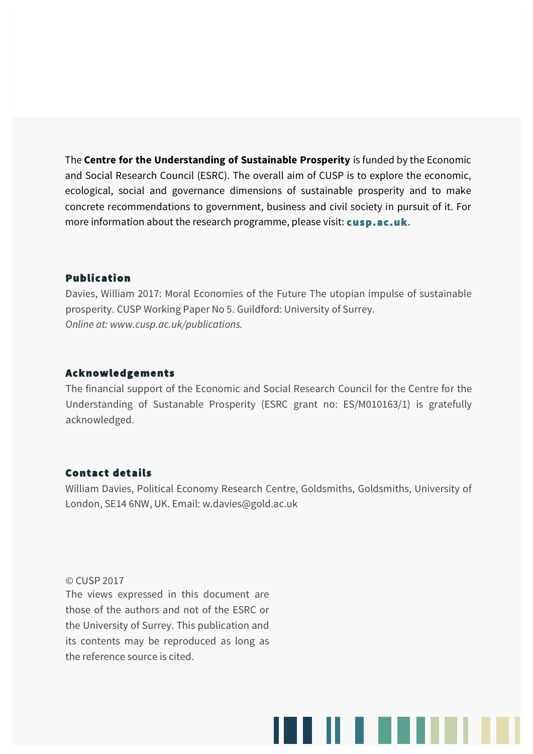The **Centre for the Understanding of Sustainable Prosperity** is funded by the Economic and Social Research Council (ESRC). The overall aim of CUSP is to explore the economic, ecological, social and governance dimensions of sustainable prosperity and to make concrete recommendations to government, business and civil society in pursuit of it. For more information about the research programme, please visit: **cusp.ac.uk**.

## Publication

Davies, William 2017: Moral Economies of the Future The utopian impulse of sustainable prosperity. CUSP Working Paper No 5. Guildford: University of Surrey.
*Online at: www.cusp.ac.uk/publications.*

## Acknowledgements

The financial support of the Economic and Social Research Council for the Centre for the Understanding of Sustanable Prosperity (ESRC grant no: ES/M010163/1) is gratefully acknowledged.

## Contact details

William Davies, Political Economy Research Centre, Goldsmiths, Goldsmiths, University of London, SE14 6NW, UK. Email: w.davies@gold.ac.uk

© CUSP 2017
The views expressed in this document are those of the authors and not of the ESRC or the University of Surrey. This publication and its contents may be reproduced as long as the reference source is cited.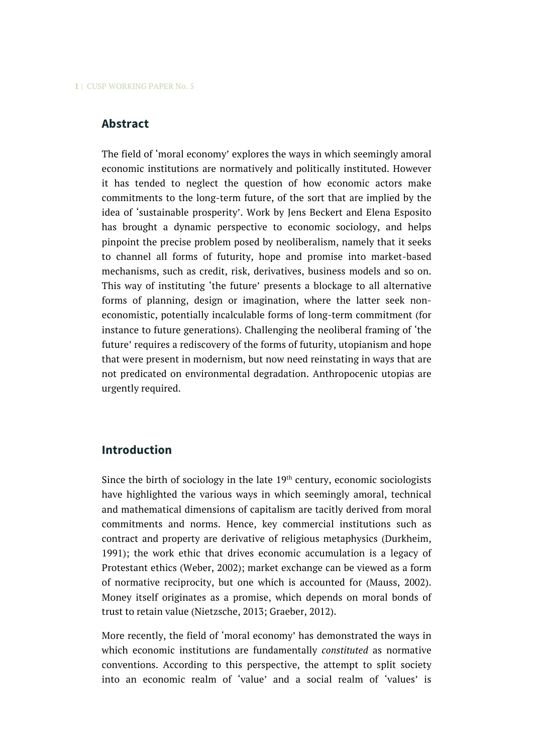## Abstract

The field of 'moral economy' explores the ways in which seemingly amoral economic institutions are normatively and politically instituted. However it has tended to neglect the question of how economic actors make commitments to the long-term future, of the sort that are implied by the idea of 'sustainable prosperity'. Work by Jens Beckert and Elena Esposito has brought a dynamic perspective to economic sociology, and helps pinpoint the precise problem posed by neoliberalism, namely that it seeks to channel all forms of futurity, hope and promise into market-based mechanisms, such as credit, risk, derivatives, business models and so on. This way of instituting 'the future' presents a blockage to all alternative forms of planning, design or imagination, where the latter seek non-economistic, potentially incalculable forms of long-term commitment (for instance to future generations). Challenging the neoliberal framing of 'the future' requires a rediscovery of the forms of futurity, utopianism and hope that were present in modernism, but now need reinstating in ways that are not predicated on environmental degradation. Anthropocenic utopias are urgently required.

## Introduction

Since the birth of sociology in the late 19th century, economic sociologists have highlighted the various ways in which seemingly amoral, technical and mathematical dimensions of capitalism are tacitly derived from moral commitments and norms. Hence, key commercial institutions such as contract and property are derivative of religious metaphysics (Durkheim, 1991); the work ethic that drives economic accumulation is a legacy of Protestant ethics (Weber, 2002); market exchange can be viewed as a form of normative reciprocity, but one which is accounted for (Mauss, 2002). Money itself originates as a promise, which depends on moral bonds of trust to retain value (Nietzsche, 2013; Graeber, 2012).

More recently, the field of 'moral economy' has demonstrated the ways in which economic institutions are fundamentally *constituted* as normative conventions. According to this perspective, the attempt to split society into an economic realm of 'value' and a social realm of 'values' is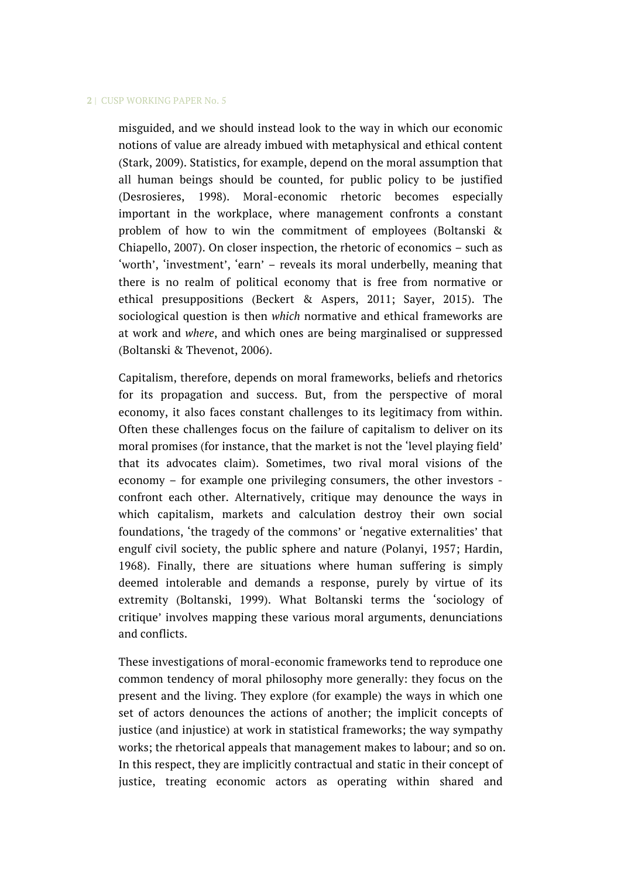misguided, and we should instead look to the way in which our economic notions of value are already imbued with metaphysical and ethical content (Stark, 2009). Statistics, for example, depend on the moral assumption that all human beings should be counted, for public policy to be justified (Desrosieres, 1998). Moral-economic rhetoric becomes especially important in the workplace, where management confronts a constant problem of how to win the commitment of employees (Boltanski & Chiapello, 2007). On closer inspection, the rhetoric of economics – such as 'worth', 'investment', 'earn' – reveals its moral underbelly, meaning that there is no realm of political economy that is free from normative or ethical presuppositions (Beckert & Aspers, 2011; Sayer, 2015). The sociological question is then *which* normative and ethical frameworks are at work and *where*, and which ones are being marginalised or suppressed (Boltanski & Thevenot, 2006).

Capitalism, therefore, depends on moral frameworks, beliefs and rhetorics for its propagation and success. But, from the perspective of moral economy, it also faces constant challenges to its legitimacy from within. Often these challenges focus on the failure of capitalism to deliver on its moral promises (for instance, that the market is not the 'level playing field' that its advocates claim). Sometimes, two rival moral visions of the economy – for example one privileging consumers, the other investors - confront each other. Alternatively, critique may denounce the ways in which capitalism, markets and calculation destroy their own social foundations, 'the tragedy of the commons' or 'negative externalities' that engulf civil society, the public sphere and nature (Polanyi, 1957; Hardin, 1968). Finally, there are situations where human suffering is simply deemed intolerable and demands a response, purely by virtue of its extremity (Boltanski, 1999). What Boltanski terms the 'sociology of critique' involves mapping these various moral arguments, denunciations and conflicts.

These investigations of moral-economic frameworks tend to reproduce one common tendency of moral philosophy more generally: they focus on the present and the living. They explore (for example) the ways in which one set of actors denounces the actions of another; the implicit concepts of justice (and injustice) at work in statistical frameworks; the way sympathy works; the rhetorical appeals that management makes to labour; and so on. In this respect, they are implicitly contractual and static in their concept of justice, treating economic actors as operating within shared and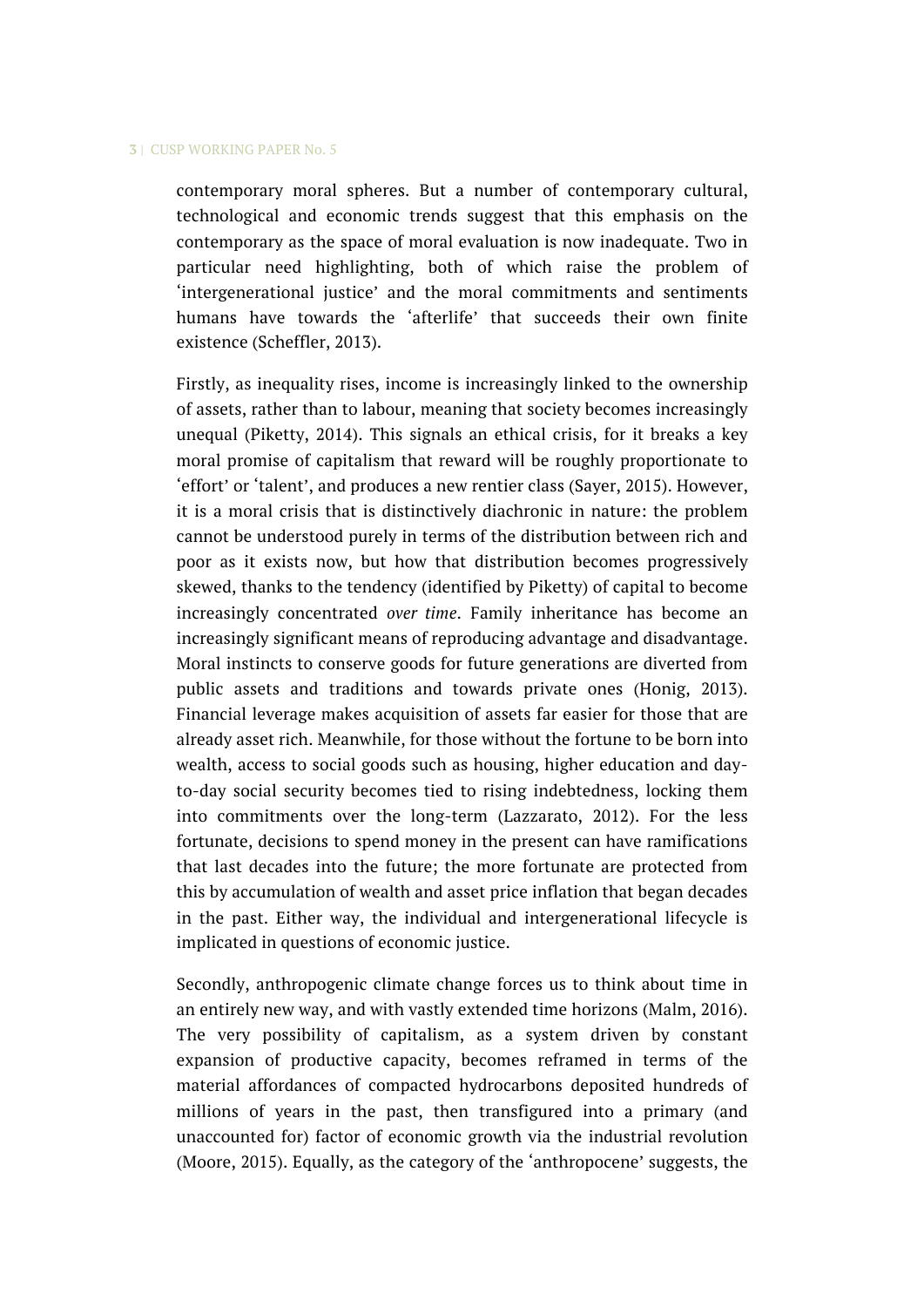contemporary moral spheres. But a number of contemporary cultural, technological and economic trends suggest that this emphasis on the contemporary as the space of moral evaluation is now inadequate. Two in particular need highlighting, both of which raise the problem of 'intergenerational justice' and the moral commitments and sentiments humans have towards the 'afterlife' that succeeds their own finite existence (Scheffler, 2013).

Firstly, as inequality rises, income is increasingly linked to the ownership of assets, rather than to labour, meaning that society becomes increasingly unequal (Piketty, 2014). This signals an ethical crisis, for it breaks a key moral promise of capitalism that reward will be roughly proportionate to 'effort' or 'talent', and produces a new rentier class (Sayer, 2015). However, it is a moral crisis that is distinctively diachronic in nature: the problem cannot be understood purely in terms of the distribution between rich and poor as it exists now, but how that distribution becomes progressively skewed, thanks to the tendency (identified by Piketty) of capital to become increasingly concentrated *over time*. Family inheritance has become an increasingly significant means of reproducing advantage and disadvantage. Moral instincts to conserve goods for future generations are diverted from public assets and traditions and towards private ones (Honig, 2013). Financial leverage makes acquisition of assets far easier for those that are already asset rich. Meanwhile, for those without the fortune to be born into wealth, access to social goods such as housing, higher education and day-to-day social security becomes tied to rising indebtedness, locking them into commitments over the long-term (Lazzarato, 2012). For the less fortunate, decisions to spend money in the present can have ramifications that last decades into the future; the more fortunate are protected from this by accumulation of wealth and asset price inflation that began decades in the past. Either way, the individual and intergenerational lifecycle is implicated in questions of economic justice.

Secondly, anthropogenic climate change forces us to think about time in an entirely new way, and with vastly extended time horizons (Malm, 2016). The very possibility of capitalism, as a system driven by constant expansion of productive capacity, becomes reframed in terms of the material affordances of compacted hydrocarbons deposited hundreds of millions of years in the past, then transfigured into a primary (and unaccounted for) factor of economic growth via the industrial revolution (Moore, 2015). Equally, as the category of the 'anthropocene' suggests, the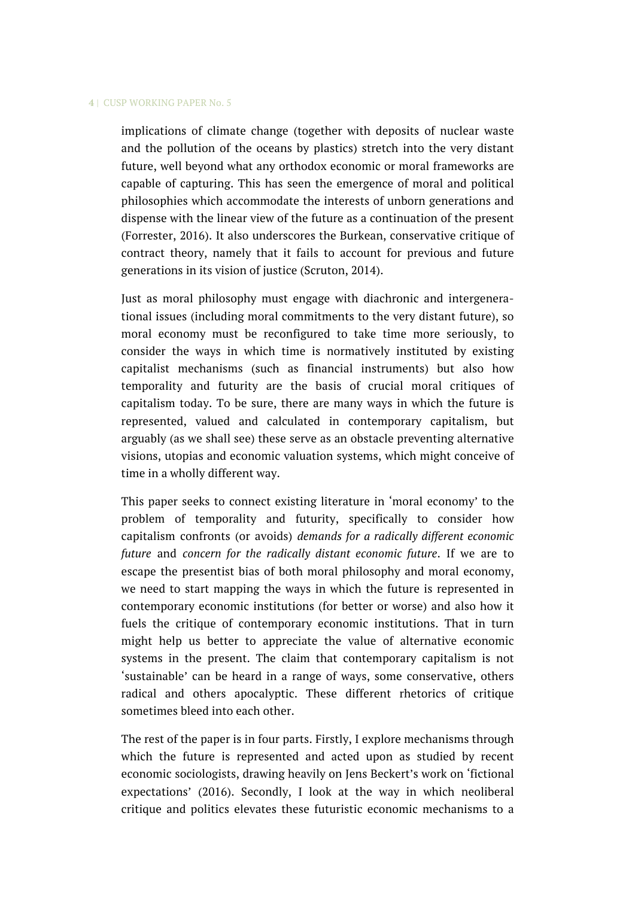implications of climate change (together with deposits of nuclear waste and the pollution of the oceans by plastics) stretch into the very distant future, well beyond what any orthodox economic or moral frameworks are capable of capturing. This has seen the emergence of moral and political philosophies which accommodate the interests of unborn generations and dispense with the linear view of the future as a continuation of the present (Forrester, 2016). It also underscores the Burkean, conservative critique of contract theory, namely that it fails to account for previous and future generations in its vision of justice (Scruton, 2014).

Just as moral philosophy must engage with diachronic and intergenerational issues (including moral commitments to the very distant future), so moral economy must be reconfigured to take time more seriously, to consider the ways in which time is normatively instituted by existing capitalist mechanisms (such as financial instruments) but also how temporality and futurity are the basis of crucial moral critiques of capitalism today. To be sure, there are many ways in which the future is represented, valued and calculated in contemporary capitalism, but arguably (as we shall see) these serve as an obstacle preventing alternative visions, utopias and economic valuation systems, which might conceive of time in a wholly different way.

This paper seeks to connect existing literature in 'moral economy' to the problem of temporality and futurity, specifically to consider how capitalism confronts (or avoids) *demands for a radically different economic future* and *concern for the radically distant economic future*. If we are to escape the presentist bias of both moral philosophy and moral economy, we need to start mapping the ways in which the future is represented in contemporary economic institutions (for better or worse) and also how it fuels the critique of contemporary economic institutions. That in turn might help us better to appreciate the value of alternative economic systems in the present. The claim that contemporary capitalism is not 'sustainable' can be heard in a range of ways, some conservative, others radical and others apocalyptic. These different rhetorics of critique sometimes bleed into each other.

The rest of the paper is in four parts. Firstly, I explore mechanisms through which the future is represented and acted upon as studied by recent economic sociologists, drawing heavily on Jens Beckert's work on 'fictional expectations' (2016). Secondly, I look at the way in which neoliberal critique and politics elevates these futuristic economic mechanisms to a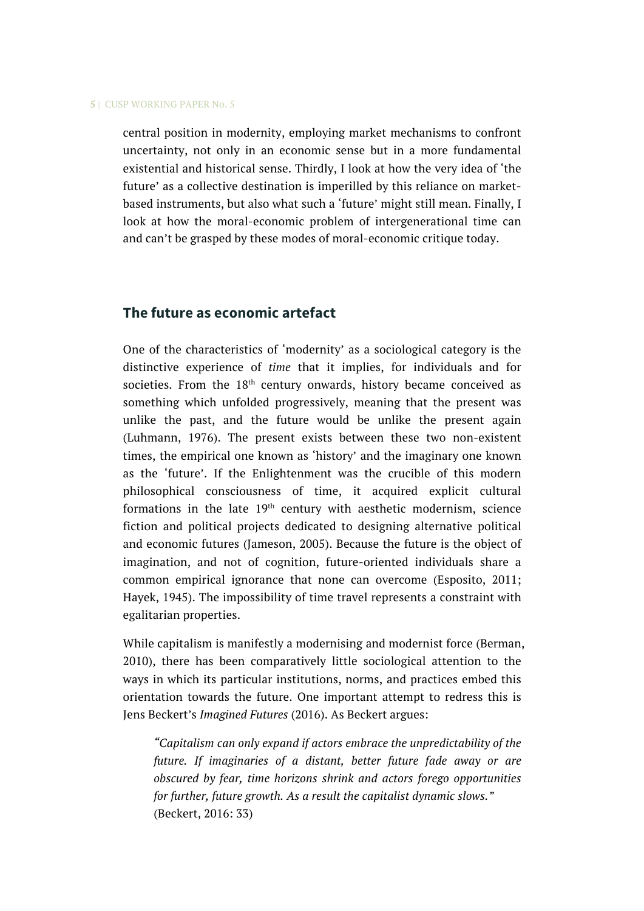central position in modernity, employing market mechanisms to confront uncertainty, not only in an economic sense but in a more fundamental existential and historical sense. Thirdly, I look at how the very idea of 'the future' as a collective destination is imperilled by this reliance on market-based instruments, but also what such a 'future' might still mean. Finally, I look at how the moral-economic problem of intergenerational time can and can't be grasped by these modes of moral-economic critique today.

## The future as economic artefact

One of the characteristics of 'modernity' as a sociological category is the distinctive experience of *time* that it implies, for individuals and for societies. From the 18th century onwards, history became conceived as something which unfolded progressively, meaning that the present was unlike the past, and the future would be unlike the present again (Luhmann, 1976). The present exists between these two non-existent times, the empirical one known as 'history' and the imaginary one known as the 'future'. If the Enlightenment was the crucible of this modern philosophical consciousness of time, it acquired explicit cultural formations in the late 19th century with aesthetic modernism, science fiction and political projects dedicated to designing alternative political and economic futures (Jameson, 2005). Because the future is the object of imagination, and not of cognition, future-oriented individuals share a common empirical ignorance that none can overcome (Esposito, 2011; Hayek, 1945). The impossibility of time travel represents a constraint with egalitarian properties.

While capitalism is manifestly a modernising and modernist force (Berman, 2010), there has been comparatively little sociological attention to the ways in which its particular institutions, norms, and practices embed this orientation towards the future. One important attempt to redress this is Jens Beckert's *Imagined Futures* (2016). As Beckert argues:

> *"Capitalism can only expand if actors embrace the unpredictability of the future. If imaginaries of a distant, better future fade away or are obscured by fear, time horizons shrink and actors forego opportunities for further, future growth. As a result the capitalist dynamic slows."* (Beckert, 2016: 33)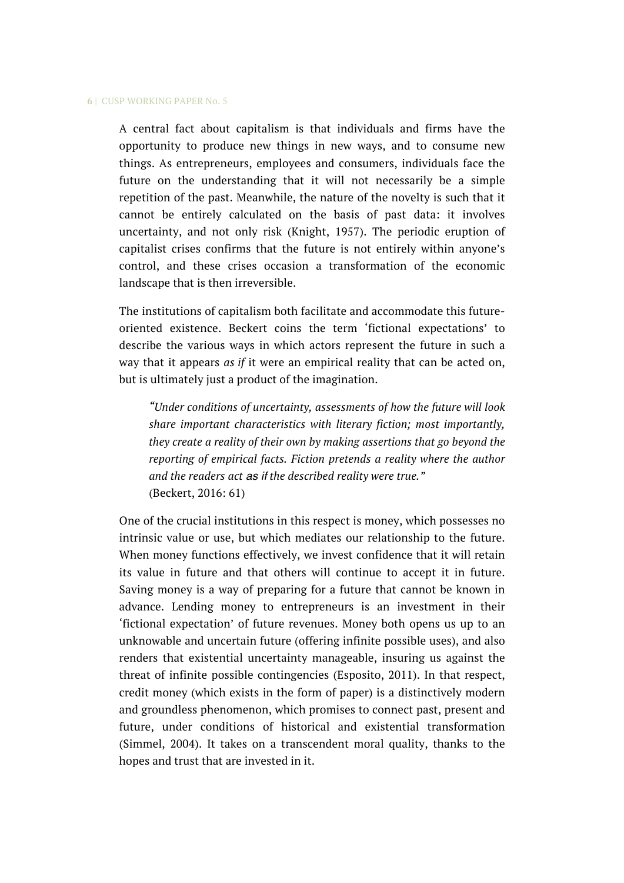A central fact about capitalism is that individuals and firms have the opportunity to produce new things in new ways, and to consume new things. As entrepreneurs, employees and consumers, individuals face the future on the understanding that it will not necessarily be a simple repetition of the past. Meanwhile, the nature of the novelty is such that it cannot be entirely calculated on the basis of past data: it involves uncertainty, and not only risk (Knight, 1957). The periodic eruption of capitalist crises confirms that the future is not entirely within anyone's control, and these crises occasion a transformation of the economic landscape that is then irreversible.

The institutions of capitalism both facilitate and accommodate this future-oriented existence. Beckert coins the term 'fictional expectations' to describe the various ways in which actors represent the future in such a way that it appears *as if* it were an empirical reality that can be acted on, but is ultimately just a product of the imagination.

> *"Under conditions of uncertainty, assessments of how the future will look share important characteristics with literary fiction; most importantly, they create a reality of their own by making assertions that go beyond the reporting of empirical facts. Fiction pretends a reality where the author and the readers act as if the described reality were true."*
> (Beckert, 2016: 61)

One of the crucial institutions in this respect is money, which possesses no intrinsic value or use, but which mediates our relationship to the future. When money functions effectively, we invest confidence that it will retain its value in future and that others will continue to accept it in future. Saving money is a way of preparing for a future that cannot be known in advance. Lending money to entrepreneurs is an investment in their 'fictional expectation' of future revenues. Money both opens us up to an unknowable and uncertain future (offering infinite possible uses), and also renders that existential uncertainty manageable, insuring us against the threat of infinite possible contingencies (Esposito, 2011). In that respect, credit money (which exists in the form of paper) is a distinctively modern and groundless phenomenon, which promises to connect past, present and future, under conditions of historical and existential transformation (Simmel, 2004). It takes on a transcendent moral quality, thanks to the hopes and trust that are invested in it.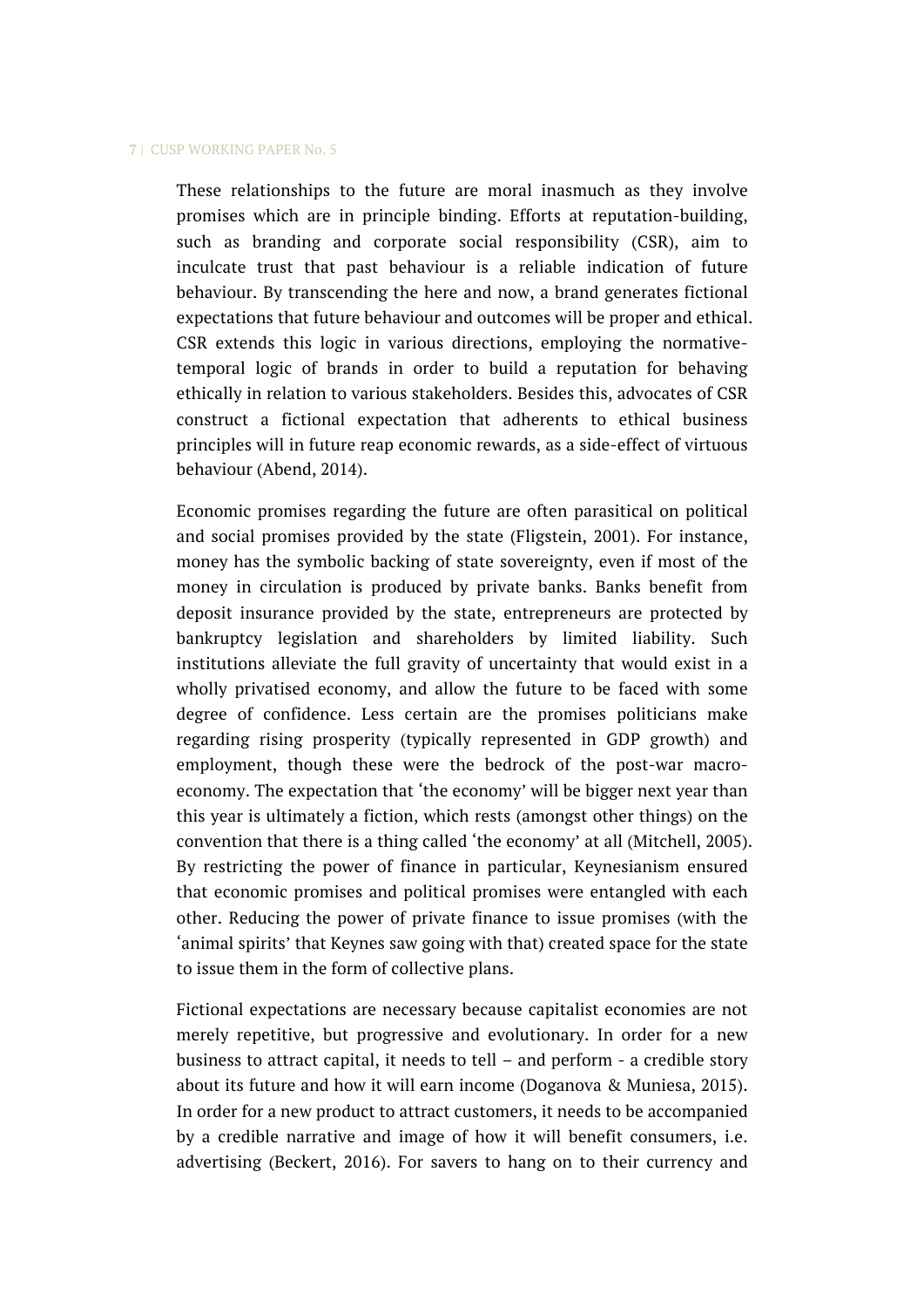These relationships to the future are moral inasmuch as they involve promises which are in principle binding. Efforts at reputation-building, such as branding and corporate social responsibility (CSR), aim to inculcate trust that past behaviour is a reliable indication of future behaviour. By transcending the here and now, a brand generates fictional expectations that future behaviour and outcomes will be proper and ethical. CSR extends this logic in various directions, employing the normative-temporal logic of brands in order to build a reputation for behaving ethically in relation to various stakeholders. Besides this, advocates of CSR construct a fictional expectation that adherents to ethical business principles will in future reap economic rewards, as a side-effect of virtuous behaviour (Abend, 2014).

Economic promises regarding the future are often parasitical on political and social promises provided by the state (Fligstein, 2001). For instance, money has the symbolic backing of state sovereignty, even if most of the money in circulation is produced by private banks. Banks benefit from deposit insurance provided by the state, entrepreneurs are protected by bankruptcy legislation and shareholders by limited liability. Such institutions alleviate the full gravity of uncertainty that would exist in a wholly privatised economy, and allow the future to be faced with some degree of confidence. Less certain are the promises politicians make regarding rising prosperity (typically represented in GDP growth) and employment, though these were the bedrock of the post-war macro-economy. The expectation that 'the economy' will be bigger next year than this year is ultimately a fiction, which rests (amongst other things) on the convention that there is a thing called 'the economy' at all (Mitchell, 2005). By restricting the power of finance in particular, Keynesianism ensured that economic promises and political promises were entangled with each other. Reducing the power of private finance to issue promises (with the 'animal spirits' that Keynes saw going with that) created space for the state to issue them in the form of collective plans.

Fictional expectations are necessary because capitalist economies are not merely repetitive, but progressive and evolutionary. In order for a new business to attract capital, it needs to tell – and perform - a credible story about its future and how it will earn income (Doganova & Muniesa, 2015). In order for a new product to attract customers, it needs to be accompanied by a credible narrative and image of how it will benefit consumers, i.e. advertising (Beckert, 2016). For savers to hang on to their currency and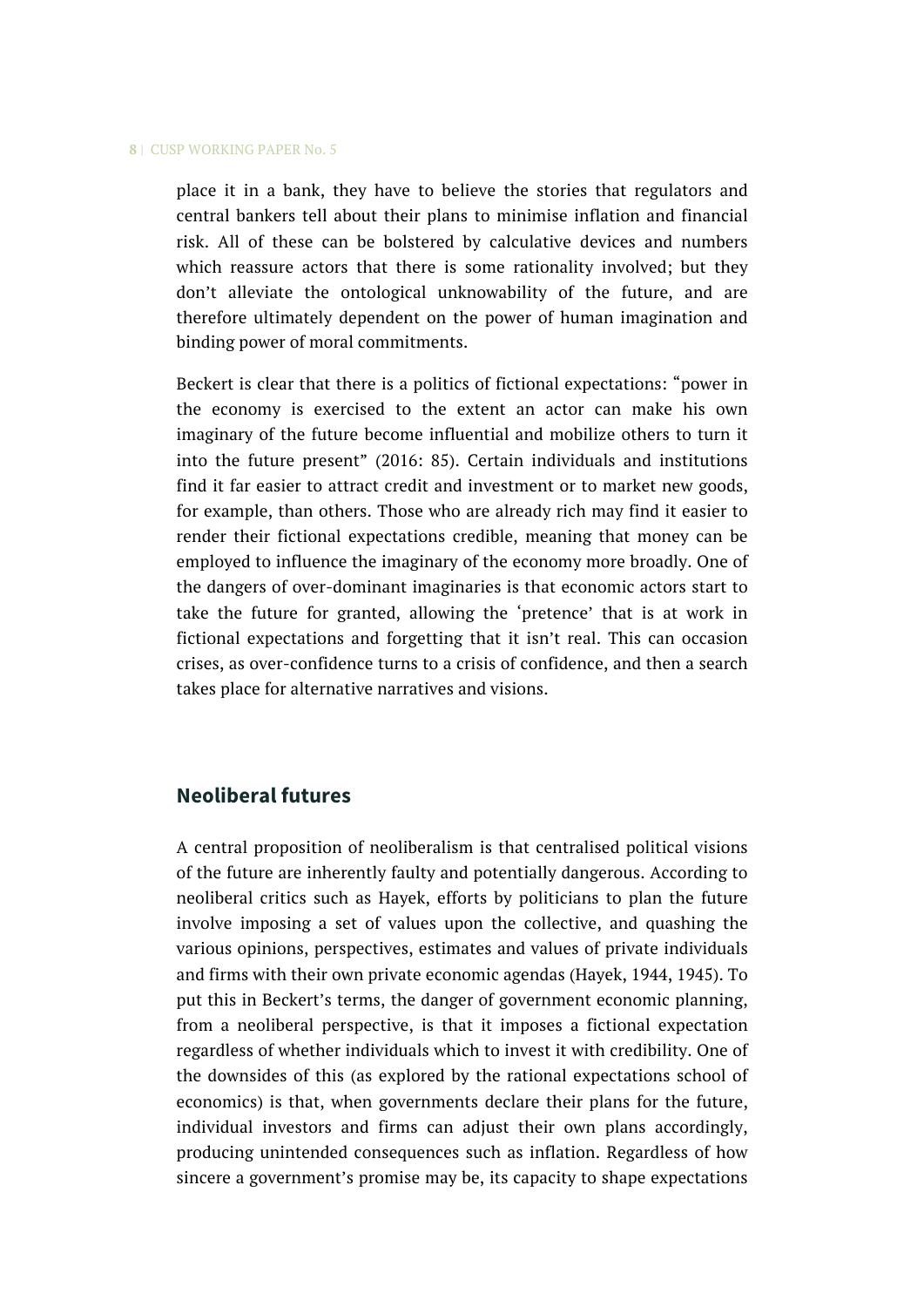place it in a bank, they have to believe the stories that regulators and central bankers tell about their plans to minimise inflation and financial risk. All of these can be bolstered by calculative devices and numbers which reassure actors that there is some rationality involved; but they don't alleviate the ontological unknowability of the future, and are therefore ultimately dependent on the power of human imagination and binding power of moral commitments.

Beckert is clear that there is a politics of fictional expectations: "power in the economy is exercised to the extent an actor can make his own imaginary of the future become influential and mobilize others to turn it into the future present" (2016: 85). Certain individuals and institutions find it far easier to attract credit and investment or to market new goods, for example, than others. Those who are already rich may find it easier to render their fictional expectations credible, meaning that money can be employed to influence the imaginary of the economy more broadly. One of the dangers of over-dominant imaginaries is that economic actors start to take the future for granted, allowing the 'pretence' that is at work in fictional expectations and forgetting that it isn't real. This can occasion crises, as over-confidence turns to a crisis of confidence, and then a search takes place for alternative narratives and visions.

## Neoliberal futures

A central proposition of neoliberalism is that centralised political visions of the future are inherently faulty and potentially dangerous. According to neoliberal critics such as Hayek, efforts by politicians to plan the future involve imposing a set of values upon the collective, and quashing the various opinions, perspectives, estimates and values of private individuals and firms with their own private economic agendas (Hayek, 1944, 1945). To put this in Beckert's terms, the danger of government economic planning, from a neoliberal perspective, is that it imposes a fictional expectation regardless of whether individuals which to invest it with credibility. One of the downsides of this (as explored by the rational expectations school of economics) is that, when governments declare their plans for the future, individual investors and firms can adjust their own plans accordingly, producing unintended consequences such as inflation. Regardless of how sincere a government's promise may be, its capacity to shape expectations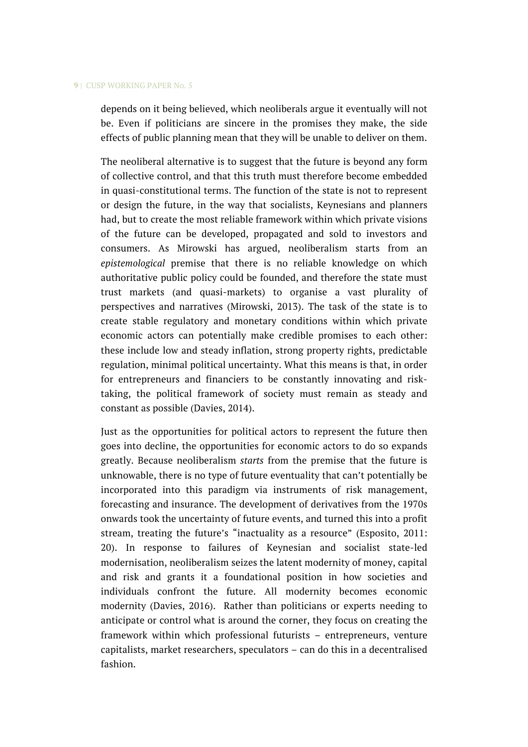depends on it being believed, which neoliberals argue it eventually will not be. Even if politicians are sincere in the promises they make, the side effects of public planning mean that they will be unable to deliver on them.

The neoliberal alternative is to suggest that the future is beyond any form of collective control, and that this truth must therefore become embedded in quasi-constitutional terms. The function of the state is not to represent or design the future, in the way that socialists, Keynesians and planners had, but to create the most reliable framework within which private visions of the future can be developed, propagated and sold to investors and consumers. As Mirowski has argued, neoliberalism starts from an *epistemological* premise that there is no reliable knowledge on which authoritative public policy could be founded, and therefore the state must trust markets (and quasi-markets) to organise a vast plurality of perspectives and narratives (Mirowski, 2013). The task of the state is to create stable regulatory and monetary conditions within which private economic actors can potentially make credible promises to each other: these include low and steady inflation, strong property rights, predictable regulation, minimal political uncertainty. What this means is that, in order for entrepreneurs and financiers to be constantly innovating and risk-taking, the political framework of society must remain as steady and constant as possible (Davies, 2014).

Just as the opportunities for political actors to represent the future then goes into decline, the opportunities for economic actors to do so expands greatly. Because neoliberalism *starts* from the premise that the future is unknowable, there is no type of future eventuality that can't potentially be incorporated into this paradigm via instruments of risk management, forecasting and insurance. The development of derivatives from the 1970s onwards took the uncertainty of future events, and turned this into a profit stream, treating the future's "inactuality as a resource" (Esposito, 2011: 20). In response to failures of Keynesian and socialist state-led modernisation, neoliberalism seizes the latent modernity of money, capital and risk and grants it a foundational position in how societies and individuals confront the future. All modernity becomes economic modernity (Davies, 2016). Rather than politicians or experts needing to anticipate or control what is around the corner, they focus on creating the framework within which professional futurists – entrepreneurs, venture capitalists, market researchers, speculators – can do this in a decentralised fashion.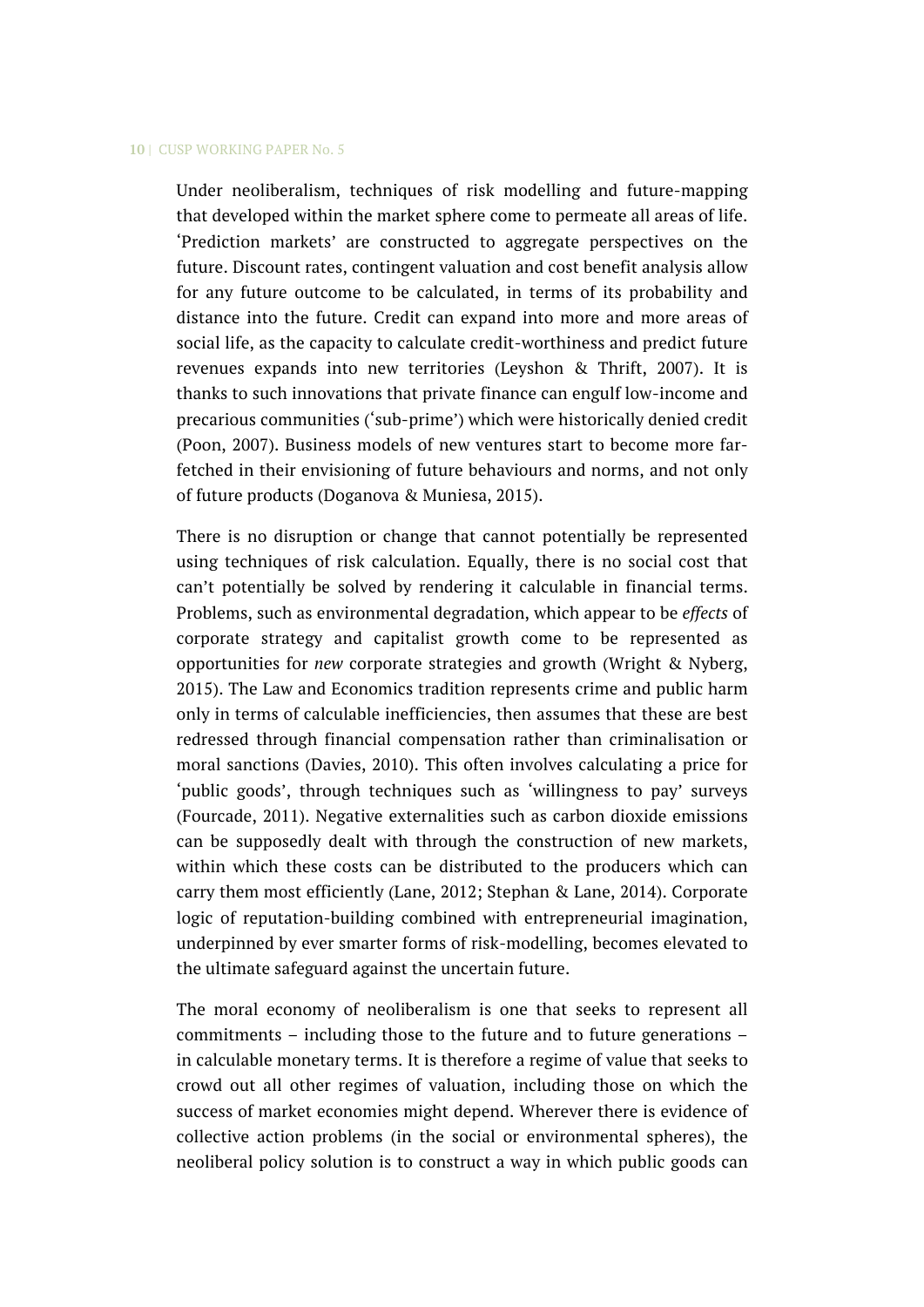Under neoliberalism, techniques of risk modelling and future-mapping that developed within the market sphere come to permeate all areas of life. 'Prediction markets' are constructed to aggregate perspectives on the future. Discount rates, contingent valuation and cost benefit analysis allow for any future outcome to be calculated, in terms of its probability and distance into the future. Credit can expand into more and more areas of social life, as the capacity to calculate credit-worthiness and predict future revenues expands into new territories (Leyshon & Thrift, 2007). It is thanks to such innovations that private finance can engulf low-income and precarious communities ('sub-prime') which were historically denied credit (Poon, 2007). Business models of new ventures start to become more far-fetched in their envisioning of future behaviours and norms, and not only of future products (Doganova & Muniesa, 2015).

There is no disruption or change that cannot potentially be represented using techniques of risk calculation. Equally, there is no social cost that can't potentially be solved by rendering it calculable in financial terms. Problems, such as environmental degradation, which appear to be *effects* of corporate strategy and capitalist growth come to be represented as opportunities for *new* corporate strategies and growth (Wright & Nyberg, 2015). The Law and Economics tradition represents crime and public harm only in terms of calculable inefficiencies, then assumes that these are best redressed through financial compensation rather than criminalisation or moral sanctions (Davies, 2010). This often involves calculating a price for 'public goods', through techniques such as 'willingness to pay' surveys (Fourcade, 2011). Negative externalities such as carbon dioxide emissions can be supposedly dealt with through the construction of new markets, within which these costs can be distributed to the producers which can carry them most efficiently (Lane, 2012; Stephan & Lane, 2014). Corporate logic of reputation-building combined with entrepreneurial imagination, underpinned by ever smarter forms of risk-modelling, becomes elevated to the ultimate safeguard against the uncertain future.

The moral economy of neoliberalism is one that seeks to represent all commitments – including those to the future and to future generations – in calculable monetary terms. It is therefore a regime of value that seeks to crowd out all other regimes of valuation, including those on which the success of market economies might depend. Wherever there is evidence of collective action problems (in the social or environmental spheres), the neoliberal policy solution is to construct a way in which public goods can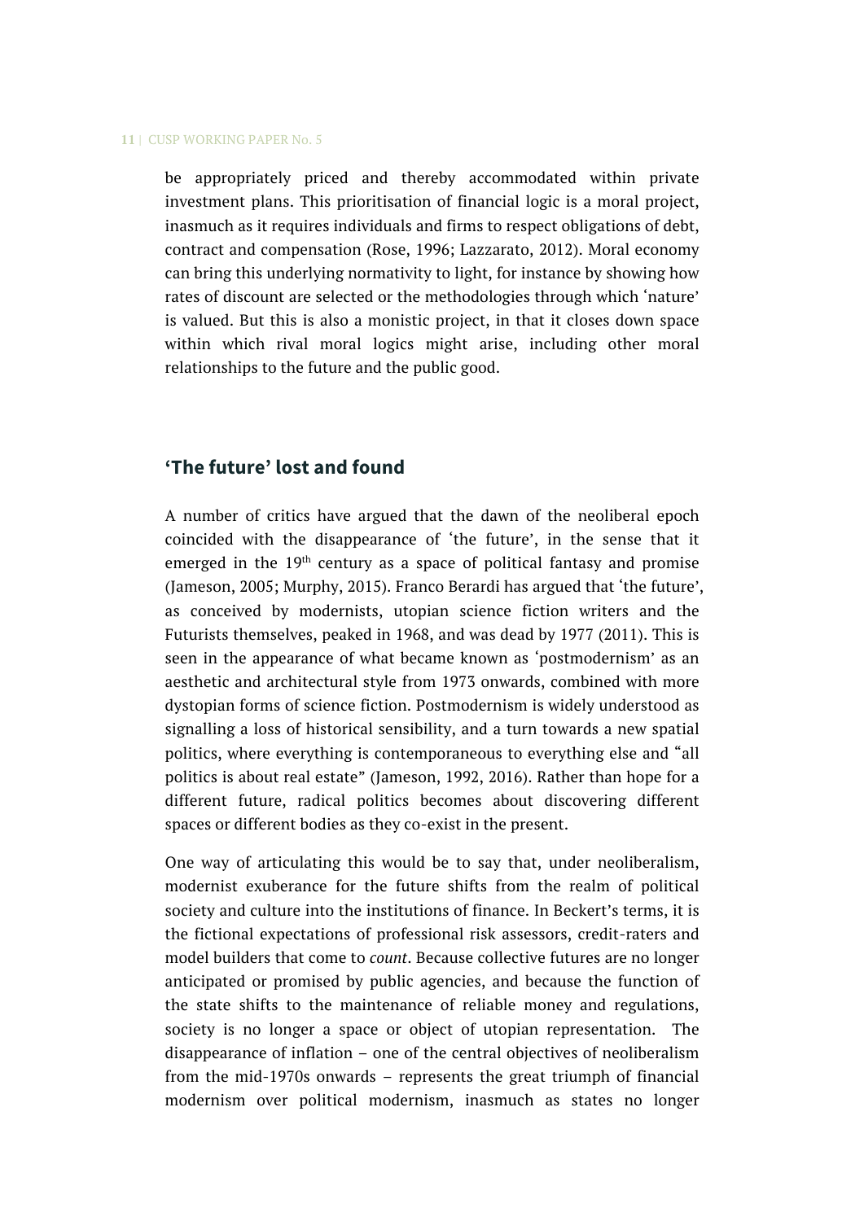be appropriately priced and thereby accommodated within private investment plans. This prioritisation of financial logic is a moral project, inasmuch as it requires individuals and firms to respect obligations of debt, contract and compensation (Rose, 1996; Lazzarato, 2012). Moral economy can bring this underlying normativity to light, for instance by showing how rates of discount are selected or the methodologies through which 'nature' is valued. But this is also a monistic project, in that it closes down space within which rival moral logics might arise, including other moral relationships to the future and the public good.

## 'The future' lost and found

A number of critics have argued that the dawn of the neoliberal epoch coincided with the disappearance of 'the future', in the sense that it emerged in the 19th century as a space of political fantasy and promise (Jameson, 2005; Murphy, 2015). Franco Berardi has argued that 'the future', as conceived by modernists, utopian science fiction writers and the Futurists themselves, peaked in 1968, and was dead by 1977 (2011). This is seen in the appearance of what became known as 'postmodernism' as an aesthetic and architectural style from 1973 onwards, combined with more dystopian forms of science fiction. Postmodernism is widely understood as signalling a loss of historical sensibility, and a turn towards a new spatial politics, where everything is contemporaneous to everything else and "all politics is about real estate" (Jameson, 1992, 2016). Rather than hope for a different future, radical politics becomes about discovering different spaces or different bodies as they co-exist in the present.

One way of articulating this would be to say that, under neoliberalism, modernist exuberance for the future shifts from the realm of political society and culture into the institutions of finance. In Beckert's terms, it is the fictional expectations of professional risk assessors, credit-raters and model builders that come to *count*. Because collective futures are no longer anticipated or promised by public agencies, and because the function of the state shifts to the maintenance of reliable money and regulations, society is no longer a space or object of utopian representation. The disappearance of inflation – one of the central objectives of neoliberalism from the mid-1970s onwards – represents the great triumph of financial modernism over political modernism, inasmuch as states no longer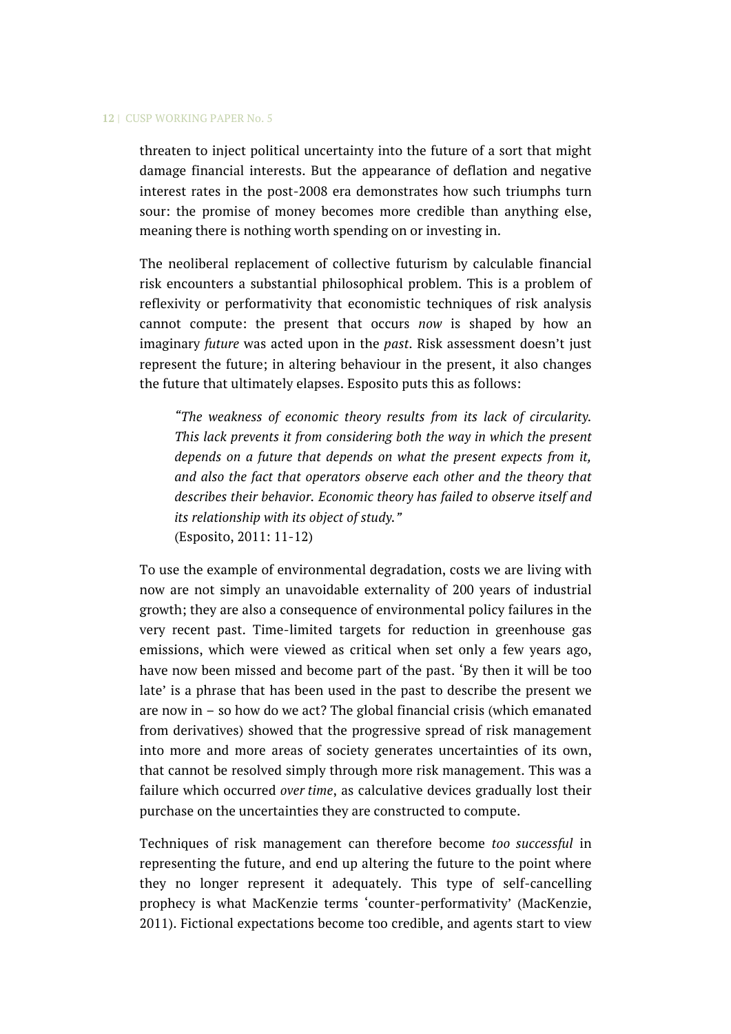threaten to inject political uncertainty into the future of a sort that might damage financial interests. But the appearance of deflation and negative interest rates in the post-2008 era demonstrates how such triumphs turn sour: the promise of money becomes more credible than anything else, meaning there is nothing worth spending on or investing in.

The neoliberal replacement of collective futurism by calculable financial risk encounters a substantial philosophical problem. This is a problem of reflexivity or performativity that economistic techniques of risk analysis cannot compute: the present that occurs *now* is shaped by how an imaginary *future* was acted upon in the *past*. Risk assessment doesn't just represent the future; in altering behaviour in the present, it also changes the future that ultimately elapses. Esposito puts this as follows:

> *"The weakness of economic theory results from its lack of circularity. This lack prevents it from considering both the way in which the present depends on a future that depends on what the present expects from it, and also the fact that operators observe each other and the theory that describes their behavior. Economic theory has failed to observe itself and its relationship with its object of study."*
> (Esposito, 2011: 11-12)

To use the example of environmental degradation, costs we are living with now are not simply an unavoidable externality of 200 years of industrial growth; they are also a consequence of environmental policy failures in the very recent past. Time-limited targets for reduction in greenhouse gas emissions, which were viewed as critical when set only a few years ago, have now been missed and become part of the past. 'By then it will be too late' is a phrase that has been used in the past to describe the present we are now in – so how do we act? The global financial crisis (which emanated from derivatives) showed that the progressive spread of risk management into more and more areas of society generates uncertainties of its own, that cannot be resolved simply through more risk management. This was a failure which occurred *over time*, as calculative devices gradually lost their purchase on the uncertainties they are constructed to compute.

Techniques of risk management can therefore become *too successful* in representing the future, and end up altering the future to the point where they no longer represent it adequately. This type of self-cancelling prophecy is what MacKenzie terms 'counter-performativity' (MacKenzie, 2011). Fictional expectations become too credible, and agents start to view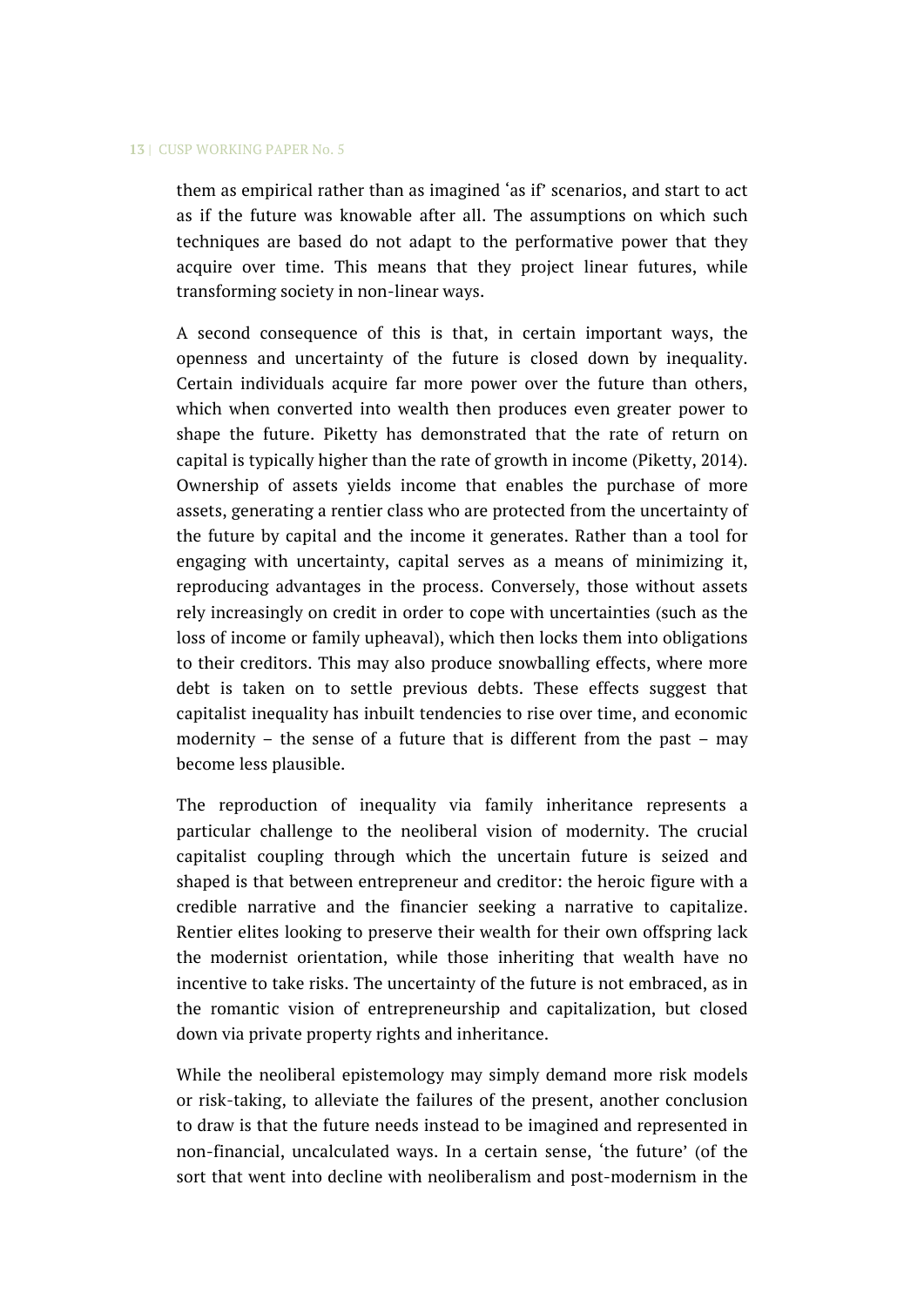them as empirical rather than as imagined 'as if' scenarios, and start to act as if the future was knowable after all. The assumptions on which such techniques are based do not adapt to the performative power that they acquire over time. This means that they project linear futures, while transforming society in non-linear ways.

A second consequence of this is that, in certain important ways, the openness and uncertainty of the future is closed down by inequality. Certain individuals acquire far more power over the future than others, which when converted into wealth then produces even greater power to shape the future. Piketty has demonstrated that the rate of return on capital is typically higher than the rate of growth in income (Piketty, 2014). Ownership of assets yields income that enables the purchase of more assets, generating a rentier class who are protected from the uncertainty of the future by capital and the income it generates. Rather than a tool for engaging with uncertainty, capital serves as a means of minimizing it, reproducing advantages in the process. Conversely, those without assets rely increasingly on credit in order to cope with uncertainties (such as the loss of income or family upheaval), which then locks them into obligations to their creditors. This may also produce snowballing effects, where more debt is taken on to settle previous debts. These effects suggest that capitalist inequality has inbuilt tendencies to rise over time, and economic modernity – the sense of a future that is different from the past – may become less plausible.

The reproduction of inequality via family inheritance represents a particular challenge to the neoliberal vision of modernity. The crucial capitalist coupling through which the uncertain future is seized and shaped is that between entrepreneur and creditor: the heroic figure with a credible narrative and the financier seeking a narrative to capitalize. Rentier elites looking to preserve their wealth for their own offspring lack the modernist orientation, while those inheriting that wealth have no incentive to take risks. The uncertainty of the future is not embraced, as in the romantic vision of entrepreneurship and capitalization, but closed down via private property rights and inheritance.

While the neoliberal epistemology may simply demand more risk models or risk-taking, to alleviate the failures of the present, another conclusion to draw is that the future needs instead to be imagined and represented in non-financial, uncalculated ways. In a certain sense, 'the future' (of the sort that went into decline with neoliberalism and post-modernism in the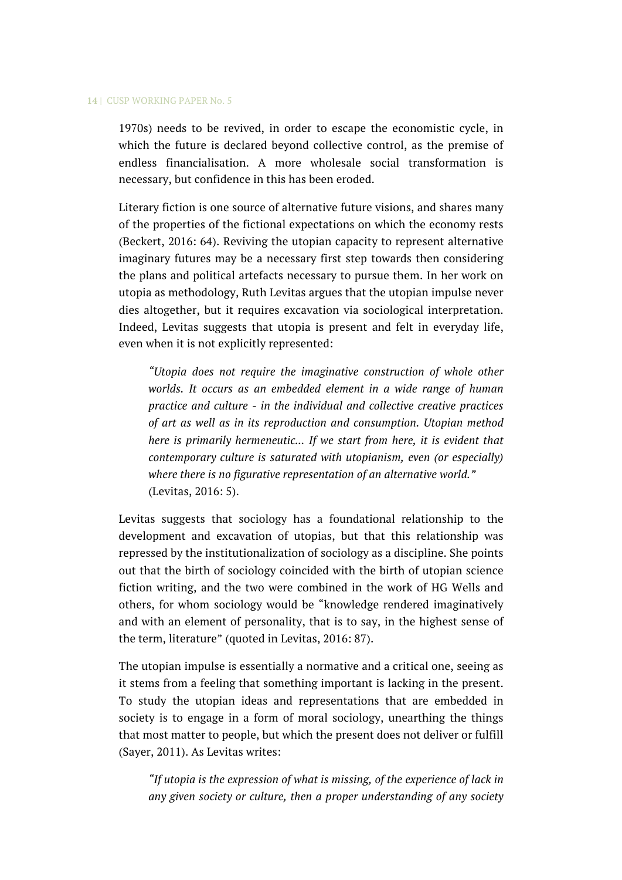1970s) needs to be revived, in order to escape the economistic cycle, in which the future is declared beyond collective control, as the premise of endless financialisation. A more wholesale social transformation is necessary, but confidence in this has been eroded.

Literary fiction is one source of alternative future visions, and shares many of the properties of the fictional expectations on which the economy rests (Beckert, 2016: 64). Reviving the utopian capacity to represent alternative imaginary futures may be a necessary first step towards then considering the plans and political artefacts necessary to pursue them. In her work on utopia as methodology, Ruth Levitas argues that the utopian impulse never dies altogether, but it requires excavation via sociological interpretation. Indeed, Levitas suggests that utopia is present and felt in everyday life, even when it is not explicitly represented:

> *"Utopia does not require the imaginative construction of whole other worlds. It occurs as an embedded element in a wide range of human practice and culture - in the individual and collective creative practices of art as well as in its reproduction and consumption. Utopian method here is primarily hermeneutic... If we start from here, it is evident that contemporary culture is saturated with utopianism, even (or especially) where there is no figurative representation of an alternative world."* (Levitas, 2016: 5).

Levitas suggests that sociology has a foundational relationship to the development and excavation of utopias, but that this relationship was repressed by the institutionalization of sociology as a discipline. She points out that the birth of sociology coincided with the birth of utopian science fiction writing, and the two were combined in the work of HG Wells and others, for whom sociology would be "knowledge rendered imaginatively and with an element of personality, that is to say, in the highest sense of the term, literature" (quoted in Levitas, 2016: 87).

The utopian impulse is essentially a normative and a critical one, seeing as it stems from a feeling that something important is lacking in the present. To study the utopian ideas and representations that are embedded in society is to engage in a form of moral sociology, unearthing the things that most matter to people, but which the present does not deliver or fulfill (Sayer, 2011). As Levitas writes:

> *"If utopia is the expression of what is missing, of the experience of lack in any given society or culture, then a proper understanding of any society*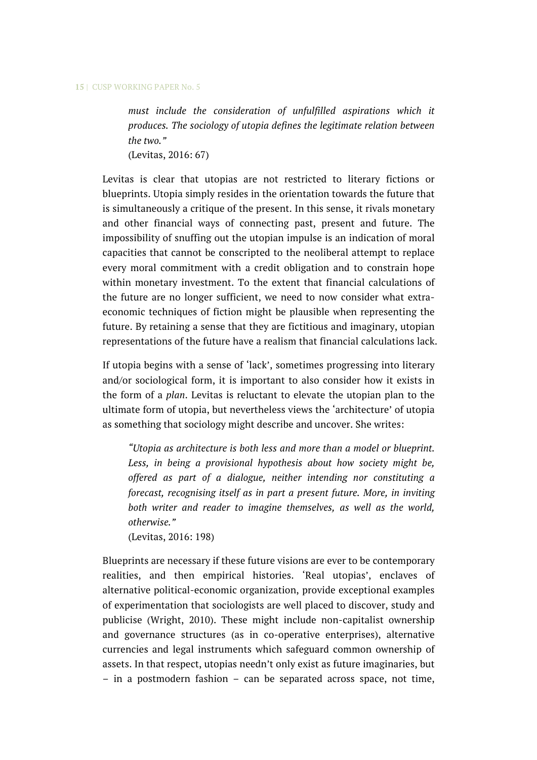*must include the consideration of unfulfilled aspirations which it produces. The sociology of utopia defines the legitimate relation between the two."*
(Levitas, 2016: 67)

Levitas is clear that utopias are not restricted to literary fictions or blueprints. Utopia simply resides in the orientation towards the future that is simultaneously a critique of the present. In this sense, it rivals monetary and other financial ways of connecting past, present and future. The impossibility of snuffing out the utopian impulse is an indication of moral capacities that cannot be conscripted to the neoliberal attempt to replace every moral commitment with a credit obligation and to constrain hope within monetary investment. To the extent that financial calculations of the future are no longer sufficient, we need to now consider what extra-economic techniques of fiction might be plausible when representing the future. By retaining a sense that they are fictitious and imaginary, utopian representations of the future have a realism that financial calculations lack.

If utopia begins with a sense of 'lack', sometimes progressing into literary and/or sociological form, it is important to also consider how it exists in the form of a *plan*. Levitas is reluctant to elevate the utopian plan to the ultimate form of utopia, but nevertheless views the 'architecture' of utopia as something that sociology might describe and uncover. She writes:

> *"Utopia as architecture is both less and more than a model or blueprint. Less, in being a provisional hypothesis about how society might be, offered as part of a dialogue, neither intending nor constituting a forecast, recognising itself as in part a present future. More, in inviting both writer and reader to imagine themselves, as well as the world, otherwise."*
> (Levitas, 2016: 198)

Blueprints are necessary if these future visions are ever to be contemporary realities, and then empirical histories. 'Real utopias', enclaves of alternative political-economic organization, provide exceptional examples of experimentation that sociologists are well placed to discover, study and publicise (Wright, 2010). These might include non-capitalist ownership and governance structures (as in co-operative enterprises), alternative currencies and legal instruments which safeguard common ownership of assets. In that respect, utopias needn't only exist as future imaginaries, but – in a postmodern fashion – can be separated across space, not time,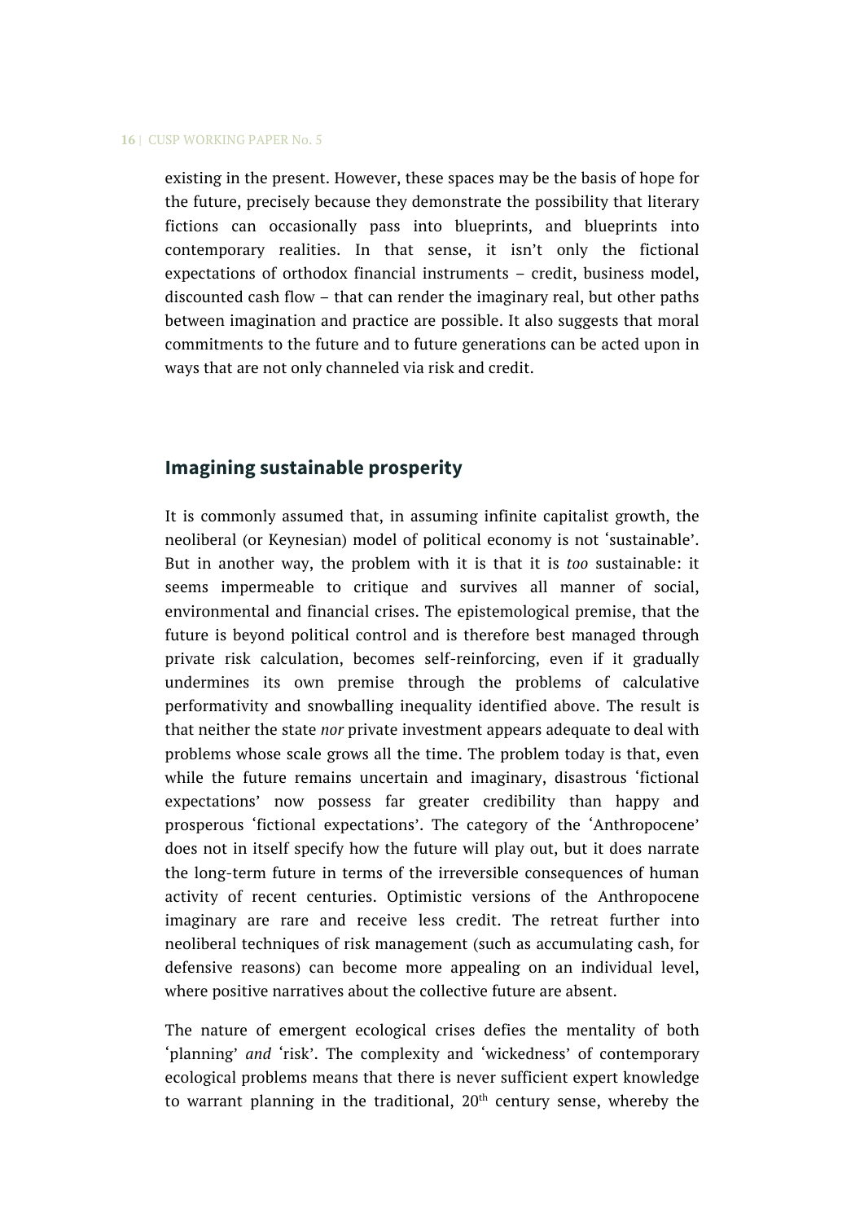existing in the present. However, these spaces may be the basis of hope for the future, precisely because they demonstrate the possibility that literary fictions can occasionally pass into blueprints, and blueprints into contemporary realities. In that sense, it isn't only the fictional expectations of orthodox financial instruments – credit, business model, discounted cash flow – that can render the imaginary real, but other paths between imagination and practice are possible. It also suggests that moral commitments to the future and to future generations can be acted upon in ways that are not only channeled via risk and credit.

## Imagining sustainable prosperity

It is commonly assumed that, in assuming infinite capitalist growth, the neoliberal (or Keynesian) model of political economy is not 'sustainable'. But in another way, the problem with it is that it is *too* sustainable: it seems impermeable to critique and survives all manner of social, environmental and financial crises. The epistemological premise, that the future is beyond political control and is therefore best managed through private risk calculation, becomes self-reinforcing, even if it gradually undermines its own premise through the problems of calculative performativity and snowballing inequality identified above. The result is that neither the state *nor* private investment appears adequate to deal with problems whose scale grows all the time. The problem today is that, even while the future remains uncertain and imaginary, disastrous 'fictional expectations' now possess far greater credibility than happy and prosperous 'fictional expectations'. The category of the 'Anthropocene' does not in itself specify how the future will play out, but it does narrate the long-term future in terms of the irreversible consequences of human activity of recent centuries. Optimistic versions of the Anthropocene imaginary are rare and receive less credit. The retreat further into neoliberal techniques of risk management (such as accumulating cash, for defensive reasons) can become more appealing on an individual level, where positive narratives about the collective future are absent.

The nature of emergent ecological crises defies the mentality of both 'planning' *and* 'risk'. The complexity and 'wickedness' of contemporary ecological problems means that there is never sufficient expert knowledge to warrant planning in the traditional, 20th century sense, whereby the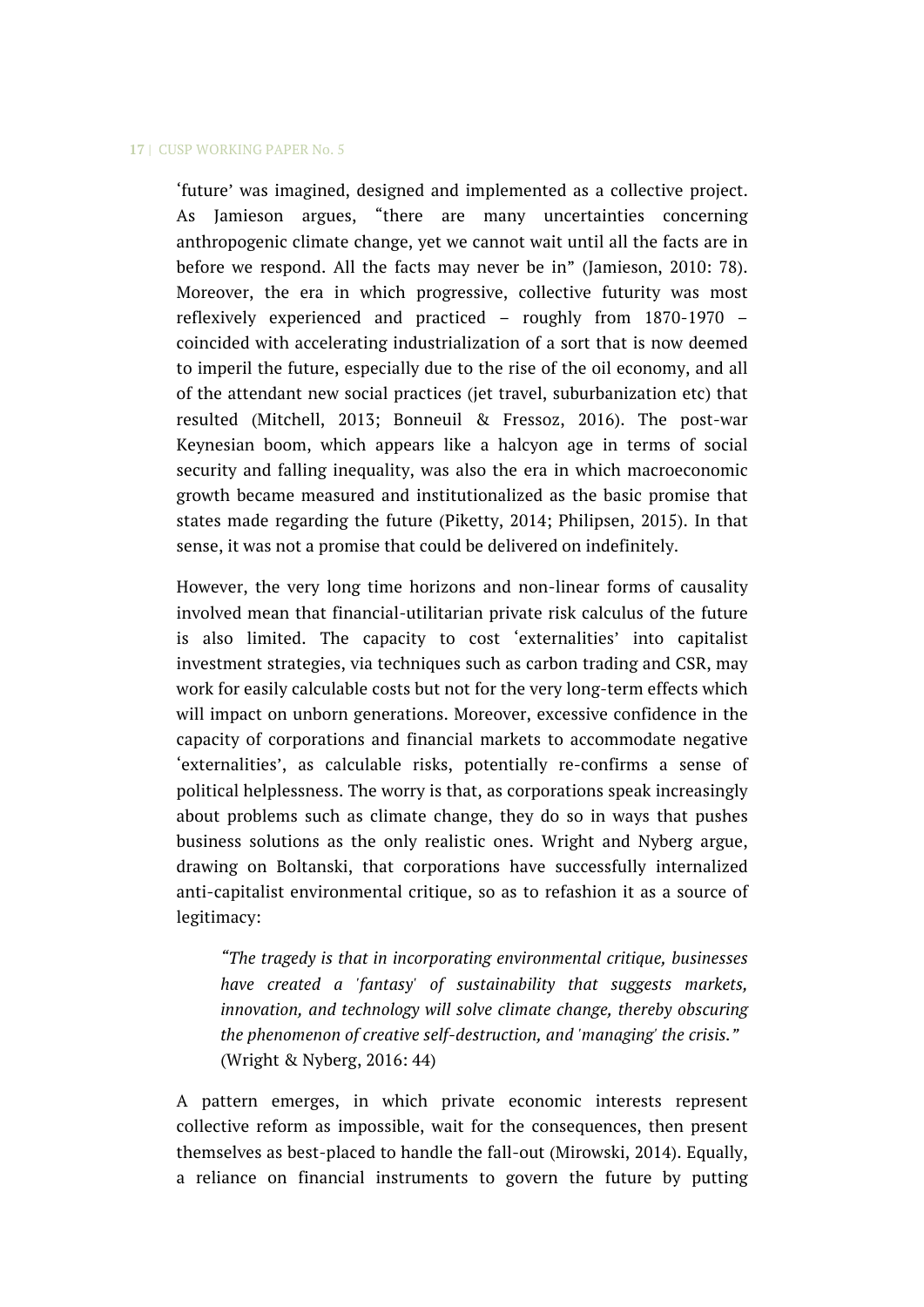'future' was imagined, designed and implemented as a collective project. As Jamieson argues, "there are many uncertainties concerning anthropogenic climate change, yet we cannot wait until all the facts are in before we respond. All the facts may never be in" (Jamieson, 2010: 78). Moreover, the era in which progressive, collective futurity was most reflexively experienced and practiced – roughly from 1870-1970 – coincided with accelerating industrialization of a sort that is now deemed to imperil the future, especially due to the rise of the oil economy, and all of the attendant new social practices (jet travel, suburbanization etc) that resulted (Mitchell, 2013; Bonneuil & Fressoz, 2016). The post-war Keynesian boom, which appears like a halcyon age in terms of social security and falling inequality, was also the era in which macroeconomic growth became measured and institutionalized as the basic promise that states made regarding the future (Piketty, 2014; Philipsen, 2015). In that sense, it was not a promise that could be delivered on indefinitely.

However, the very long time horizons and non-linear forms of causality involved mean that financial-utilitarian private risk calculus of the future is also limited. The capacity to cost 'externalities' into capitalist investment strategies, via techniques such as carbon trading and CSR, may work for easily calculable costs but not for the very long-term effects which will impact on unborn generations. Moreover, excessive confidence in the capacity of corporations and financial markets to accommodate negative 'externalities', as calculable risks, potentially re-confirms a sense of political helplessness. The worry is that, as corporations speak increasingly about problems such as climate change, they do so in ways that pushes business solutions as the only realistic ones. Wright and Nyberg argue, drawing on Boltanski, that corporations have successfully internalized anti-capitalist environmental critique, so as to refashion it as a source of legitimacy:

> *"The tragedy is that in incorporating environmental critique, businesses have created a 'fantasy' of sustainability that suggests markets, innovation, and technology will solve climate change, thereby obscuring the phenomenon of creative self-destruction, and 'managing' the crisis."* (Wright & Nyberg, 2016: 44)

A pattern emerges, in which private economic interests represent collective reform as impossible, wait for the consequences, then present themselves as best-placed to handle the fall-out (Mirowski, 2014). Equally, a reliance on financial instruments to govern the future by putting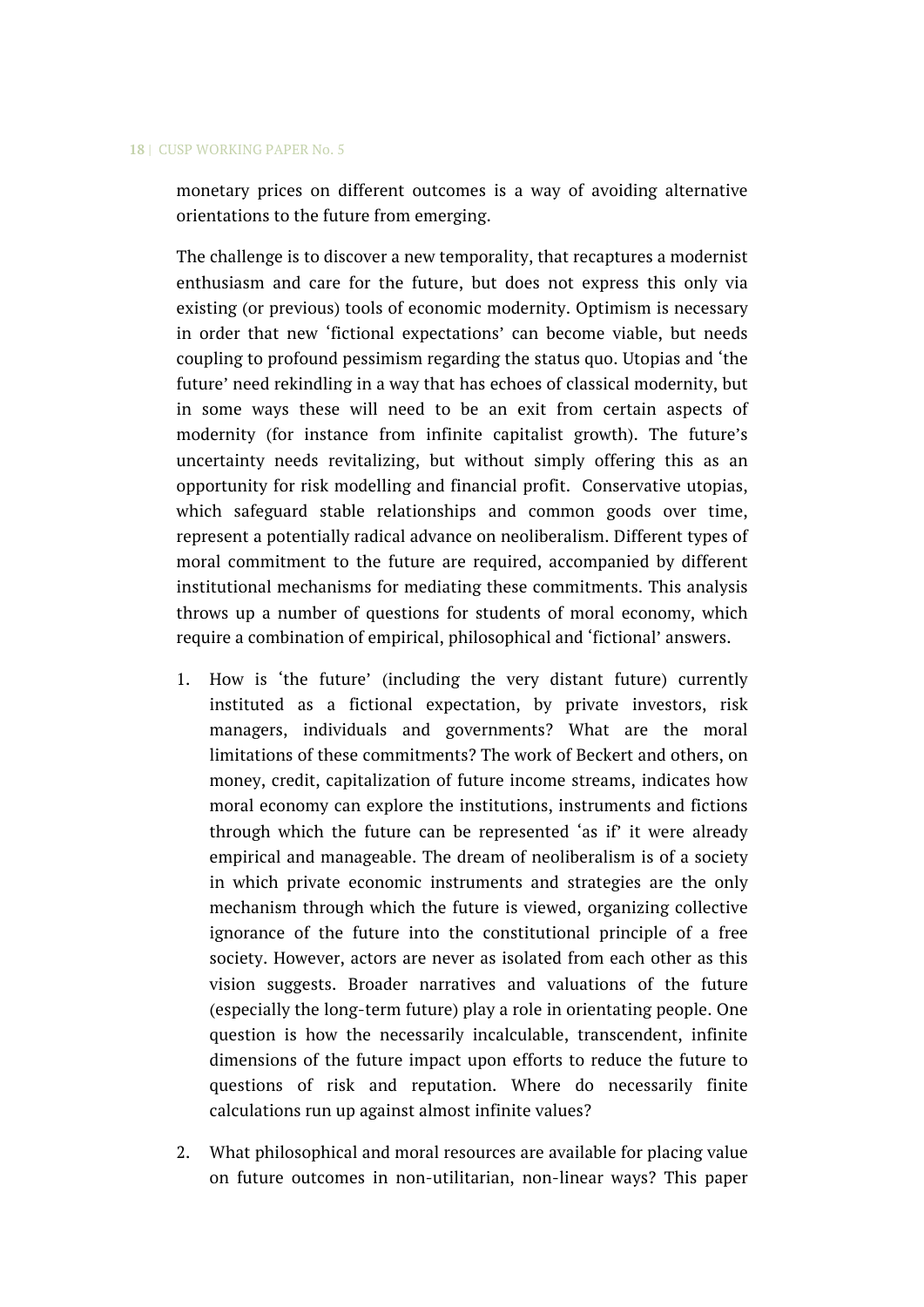monetary prices on different outcomes is a way of avoiding alternative orientations to the future from emerging.

The challenge is to discover a new temporality, that recaptures a modernist enthusiasm and care for the future, but does not express this only via existing (or previous) tools of economic modernity. Optimism is necessary in order that new 'fictional expectations' can become viable, but needs coupling to profound pessimism regarding the status quo. Utopias and 'the future' need rekindling in a way that has echoes of classical modernity, but in some ways these will need to be an exit from certain aspects of modernity (for instance from infinite capitalist growth). The future's uncertainty needs revitalizing, but without simply offering this as an opportunity for risk modelling and financial profit. Conservative utopias, which safeguard stable relationships and common goods over time, represent a potentially radical advance on neoliberalism. Different types of moral commitment to the future are required, accompanied by different institutional mechanisms for mediating these commitments. This analysis throws up a number of questions for students of moral economy, which require a combination of empirical, philosophical and 'fictional' answers.

1. How is 'the future' (including the very distant future) currently instituted as a fictional expectation, by private investors, risk managers, individuals and governments? What are the moral limitations of these commitments? The work of Beckert and others, on money, credit, capitalization of future income streams, indicates how moral economy can explore the institutions, instruments and fictions through which the future can be represented 'as if' it were already empirical and manageable. The dream of neoliberalism is of a society in which private economic instruments and strategies are the only mechanism through which the future is viewed, organizing collective ignorance of the future into the constitutional principle of a free society. However, actors are never as isolated from each other as this vision suggests. Broader narratives and valuations of the future (especially the long-term future) play a role in orientating people. One question is how the necessarily incalculable, transcendent, infinite dimensions of the future impact upon efforts to reduce the future to questions of risk and reputation. Where do necessarily finite calculations run up against almost infinite values?

2. What philosophical and moral resources are available for placing value on future outcomes in non-utilitarian, non-linear ways? This paper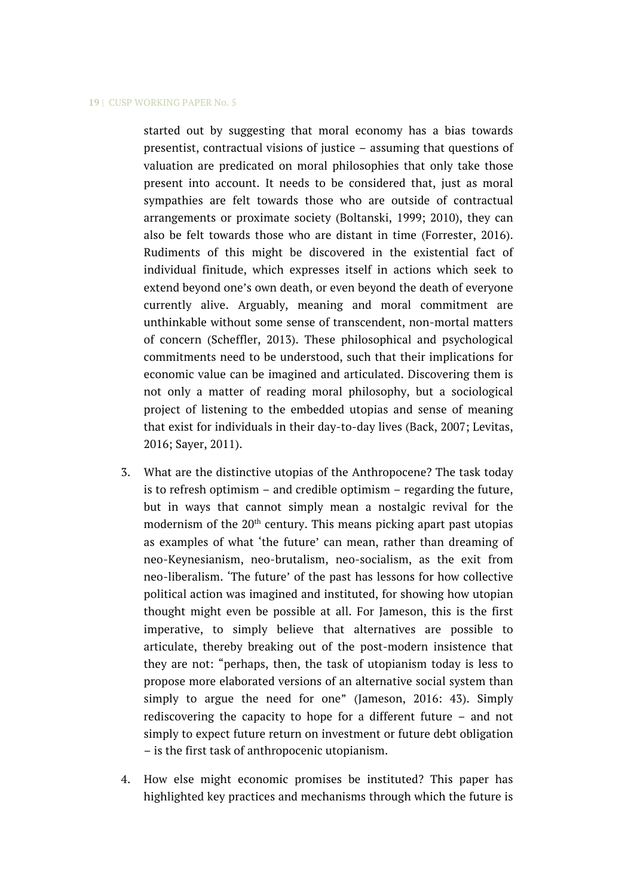started out by suggesting that moral economy has a bias towards presentist, contractual visions of justice – assuming that questions of valuation are predicated on moral philosophies that only take those present into account. It needs to be considered that, just as moral sympathies are felt towards those who are outside of contractual arrangements or proximate society (Boltanski, 1999; 2010), they can also be felt towards those who are distant in time (Forrester, 2016). Rudiments of this might be discovered in the existential fact of individual finitude, which expresses itself in actions which seek to extend beyond one's own death, or even beyond the death of everyone currently alive. Arguably, meaning and moral commitment are unthinkable without some sense of transcendent, non-mortal matters of concern (Scheffler, 2013). These philosophical and psychological commitments need to be understood, such that their implications for economic value can be imagined and articulated. Discovering them is not only a matter of reading moral philosophy, but a sociological project of listening to the embedded utopias and sense of meaning that exist for individuals in their day-to-day lives (Back, 2007; Levitas, 2016; Sayer, 2011).

3. What are the distinctive utopias of the Anthropocene? The task today is to refresh optimism – and credible optimism – regarding the future, but in ways that cannot simply mean a nostalgic revival for the modernism of the 20th century. This means picking apart past utopias as examples of what 'the future' can mean, rather than dreaming of neo-Keynesianism, neo-brutalism, neo-socialism, as the exit from neo-liberalism. 'The future' of the past has lessons for how collective political action was imagined and instituted, for showing how utopian thought might even be possible at all. For Jameson, this is the first imperative, to simply believe that alternatives are possible to articulate, thereby breaking out of the post-modern insistence that they are not: "perhaps, then, the task of utopianism today is less to propose more elaborated versions of an alternative social system than simply to argue the need for one" (Jameson, 2016: 43). Simply rediscovering the capacity to hope for a different future – and not simply to expect future return on investment or future debt obligation – is the first task of anthropocenic utopianism.

4. How else might economic promises be instituted? This paper has highlighted key practices and mechanisms through which the future is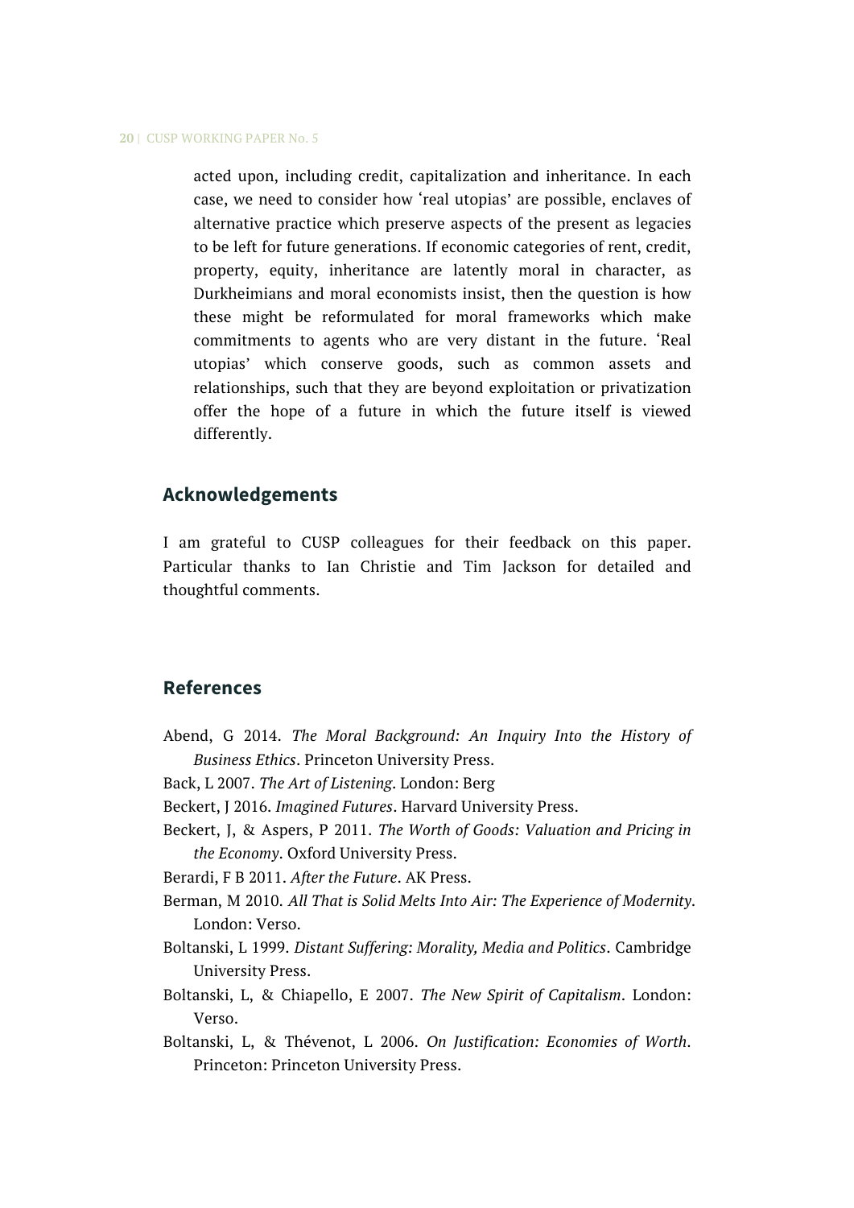acted upon, including credit, capitalization and inheritance. In each case, we need to consider how 'real utopias' are possible, enclaves of alternative practice which preserve aspects of the present as legacies to be left for future generations. If economic categories of rent, credit, property, equity, inheritance are latently moral in character, as Durkheimians and moral economists insist, then the question is how these might be reformulated for moral frameworks which make commitments to agents who are very distant in the future. 'Real utopias' which conserve goods, such as common assets and relationships, such that they are beyond exploitation or privatization offer the hope of a future in which the future itself is viewed differently.

## Acknowledgements

I am grateful to CUSP colleagues for their feedback on this paper. Particular thanks to Ian Christie and Tim Jackson for detailed and thoughtful comments.

## References

Abend, G 2014. *The Moral Background: An Inquiry Into the History of Business Ethics*. Princeton University Press.

Back, L 2007. *The Art of Listening*. London: Berg

Beckert, J 2016. *Imagined Futures*. Harvard University Press.

Beckert, J, & Aspers, P 2011. *The Worth of Goods: Valuation and Pricing in the Economy*. Oxford University Press.

Berardi, F B 2011. *After the Future*. AK Press.

Berman, M 2010. *All That is Solid Melts Into Air: The Experience of Modernity*. London: Verso.

Boltanski, L 1999. *Distant Suffering: Morality, Media and Politics*. Cambridge University Press.

Boltanski, L, & Chiapello, E 2007. *The New Spirit of Capitalism*. London: Verso.

Boltanski, L, & Thévenot, L 2006. *On Justification: Economies of Worth*. Princeton: Princeton University Press.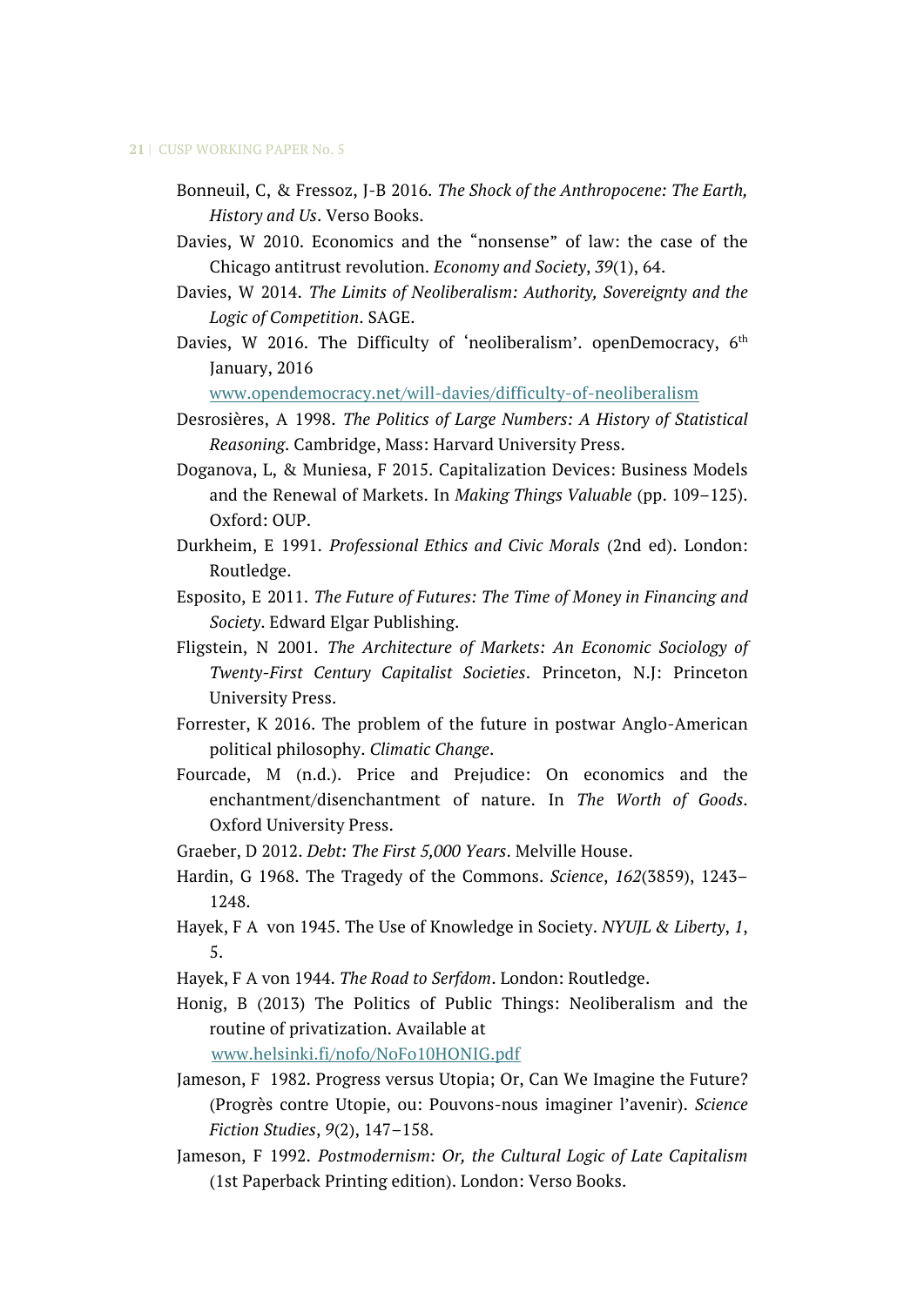Bonneuil, C, & Fressoz, J-B 2016. *The Shock of the Anthropocene: The Earth, History and Us*. Verso Books.

Davies, W 2010. Economics and the "nonsense" of law: the case of the Chicago antitrust revolution. *Economy and Society*, *39*(1), 64.

Davies, W 2014. *The Limits of Neoliberalism: Authority, Sovereignty and the Logic of Competition*. SAGE.

Davies, W 2016. The Difficulty of 'neoliberalism'. openDemocracy, 6th January, 2016 www.opendemocracy.net/will-davies/difficulty-of-neoliberalism

Desrosières, A 1998. *The Politics of Large Numbers: A History of Statistical Reasoning*. Cambridge, Mass: Harvard University Press.

Doganova, L, & Muniesa, F 2015. Capitalization Devices: Business Models and the Renewal of Markets. In *Making Things Valuable* (pp. 109–125). Oxford: OUP.

Durkheim, E 1991. *Professional Ethics and Civic Morals* (2nd ed). London: Routledge.

Esposito, E 2011. *The Future of Futures: The Time of Money in Financing and Society*. Edward Elgar Publishing.

Fligstein, N 2001. *The Architecture of Markets: An Economic Sociology of Twenty-First Century Capitalist Societies*. Princeton, N.J: Princeton University Press.

Forrester, K 2016. The problem of the future in postwar Anglo-American political philosophy. *Climatic Change*.

Fourcade, M (n.d.). Price and Prejudice: On economics and the enchantment/disenchantment of nature. In *The Worth of Goods*. Oxford University Press.

Graeber, D 2012. *Debt: The First 5,000 Years*. Melville House.

Hardin, G 1968. The Tragedy of the Commons. *Science*, *162*(3859), 1243–1248.

Hayek, F A von 1945. The Use of Knowledge in Society. *NYUJL & Liberty*, *1*, 5.

Hayek, F A von 1944. *The Road to Serfdom*. London: Routledge.

Honig, B (2013) The Politics of Public Things: Neoliberalism and the routine of privatization. Available at www.helsinki.fi/nofo/NoFo10HONIG.pdf

Jameson, F 1982. Progress versus Utopia; Or, Can We Imagine the Future? (Progrès contre Utopie, ou: Pouvons-nous imaginer l'avenir). *Science Fiction Studies*, *9*(2), 147–158.

Jameson, F 1992. *Postmodernism: Or, the Cultural Logic of Late Capitalism* (1st Paperback Printing edition). London: Verso Books.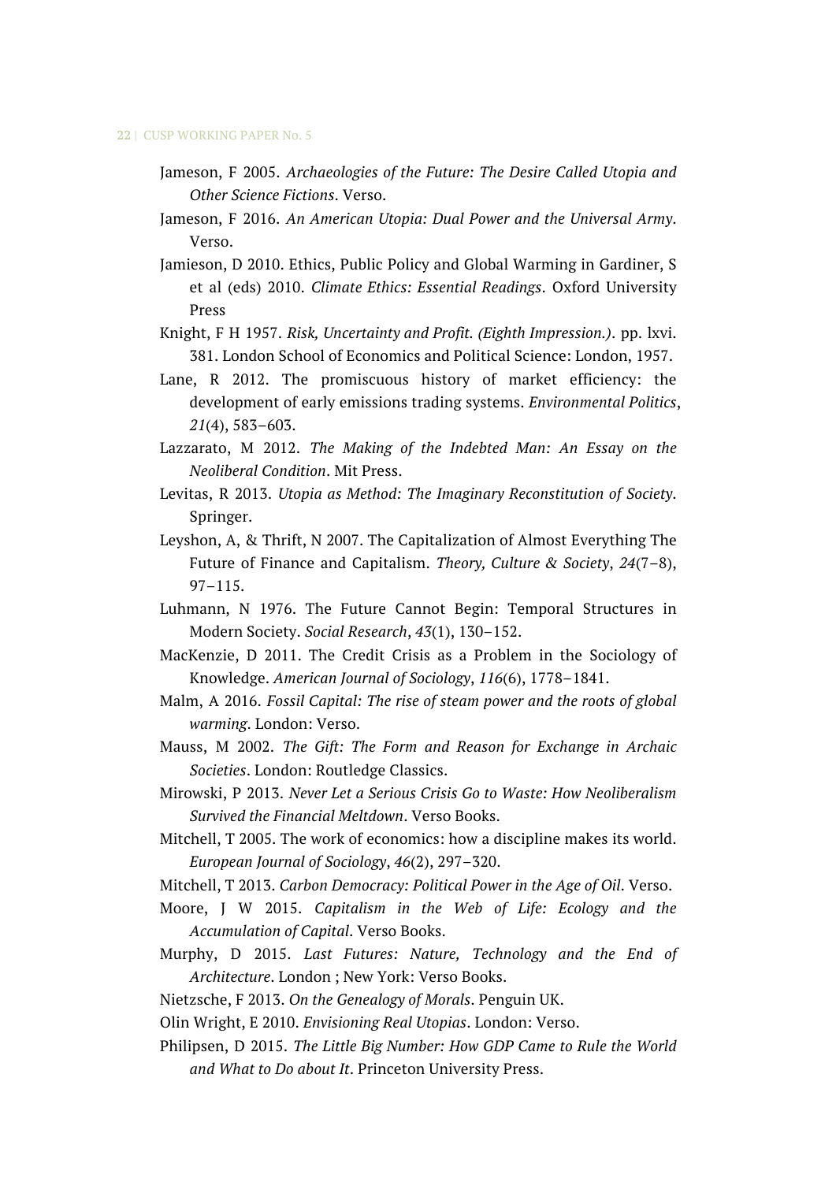Jameson, F 2005. *Archaeologies of the Future: The Desire Called Utopia and Other Science Fictions*. Verso.

Jameson, F 2016. *An American Utopia: Dual Power and the Universal Army*. Verso.

Jamieson, D 2010. Ethics, Public Policy and Global Warming in Gardiner, S et al (eds) 2010. *Climate Ethics: Essential Readings*. Oxford University Press

Knight, F H 1957. *Risk, Uncertainty and Profit. (Eighth Impression.)*. pp. lxvi. 381. London School of Economics and Political Science: London, 1957.

Lane, R 2012. The promiscuous history of market efficiency: the development of early emissions trading systems. *Environmental Politics*, *21*(4), 583–603.

Lazzarato, M 2012. *The Making of the Indebted Man: An Essay on the Neoliberal Condition*. Mit Press.

Levitas, R 2013. *Utopia as Method: The Imaginary Reconstitution of Society*. Springer.

Leyshon, A, & Thrift, N 2007. The Capitalization of Almost Everything The Future of Finance and Capitalism. *Theory, Culture & Society*, *24*(7–8), 97–115.

Luhmann, N 1976. The Future Cannot Begin: Temporal Structures in Modern Society. *Social Research*, *43*(1), 130–152.

MacKenzie, D 2011. The Credit Crisis as a Problem in the Sociology of Knowledge. *American Journal of Sociology*, *116*(6), 1778–1841.

Malm, A 2016. *Fossil Capital: The rise of steam power and the roots of global warming*. London: Verso.

Mauss, M 2002. *The Gift: The Form and Reason for Exchange in Archaic Societies*. London: Routledge Classics.

Mirowski, P 2013. *Never Let a Serious Crisis Go to Waste: How Neoliberalism Survived the Financial Meltdown*. Verso Books.

Mitchell, T 2005. The work of economics: how a discipline makes its world. *European Journal of Sociology*, *46*(2), 297–320.

Mitchell, T 2013. *Carbon Democracy: Political Power in the Age of Oil*. Verso.

Moore, J W 2015. *Capitalism in the Web of Life: Ecology and the Accumulation of Capital*. Verso Books.

Murphy, D 2015. *Last Futures: Nature, Technology and the End of Architecture*. London ; New York: Verso Books.

Nietzsche, F 2013. *On the Genealogy of Morals*. Penguin UK.

Olin Wright, E 2010. *Envisioning Real Utopias*. London: Verso.

Philipsen, D 2015. *The Little Big Number: How GDP Came to Rule the World and What to Do about It*. Princeton University Press.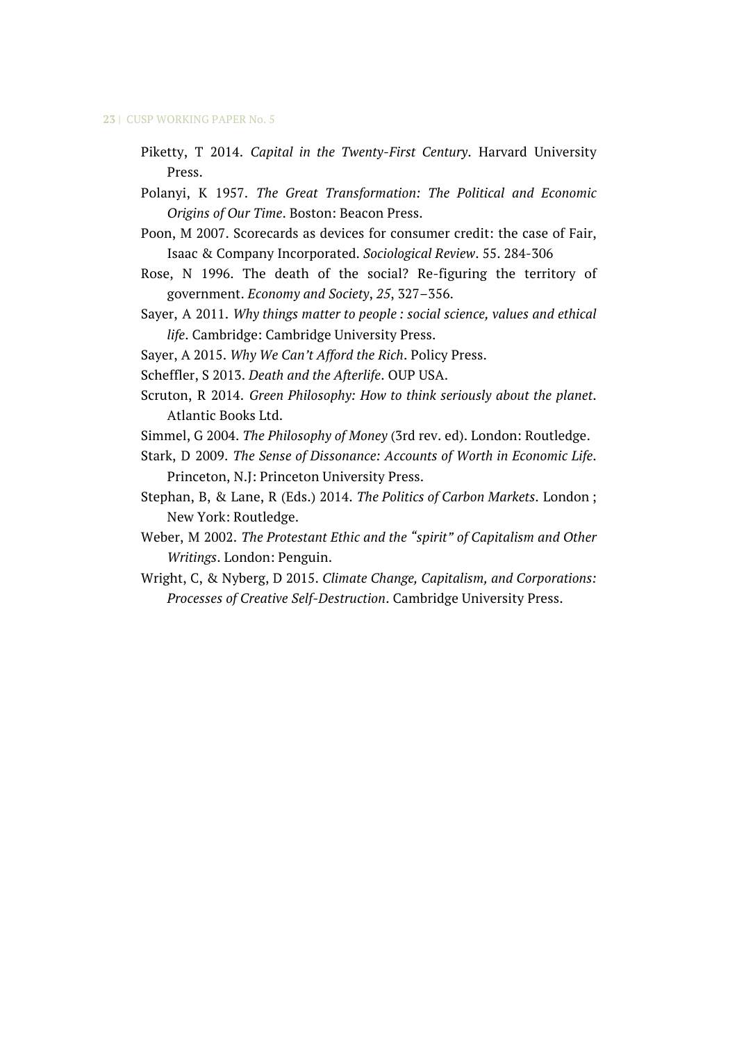Piketty, T 2014. *Capital in the Twenty-First Century*. Harvard University Press.

Polanyi, K 1957. *The Great Transformation: The Political and Economic Origins of Our Time*. Boston: Beacon Press.

Poon, M 2007. Scorecards as devices for consumer credit: the case of Fair, Isaac & Company Incorporated. *Sociological Review*. 55. 284-306

Rose, N 1996. The death of the social? Re-figuring the territory of government. *Economy and Society*, *25*, 327–356.

Sayer, A 2011. *Why things matter to people : social science, values and ethical life*. Cambridge: Cambridge University Press.

Sayer, A 2015. *Why We Can't Afford the Rich*. Policy Press.

Scheffler, S 2013. *Death and the Afterlife*. OUP USA.

Scruton, R 2014. *Green Philosophy: How to think seriously about the planet*. Atlantic Books Ltd.

Simmel, G 2004. *The Philosophy of Money* (3rd rev. ed). London: Routledge.

Stark, D 2009. *The Sense of Dissonance: Accounts of Worth in Economic Life*. Princeton, N.J: Princeton University Press.

Stephan, B, & Lane, R (Eds.) 2014. *The Politics of Carbon Markets*. London ; New York: Routledge.

Weber, M 2002. *The Protestant Ethic and the "spirit" of Capitalism and Other Writings*. London: Penguin.

Wright, C, & Nyberg, D 2015. *Climate Change, Capitalism, and Corporations: Processes of Creative Self-Destruction*. Cambridge University Press.